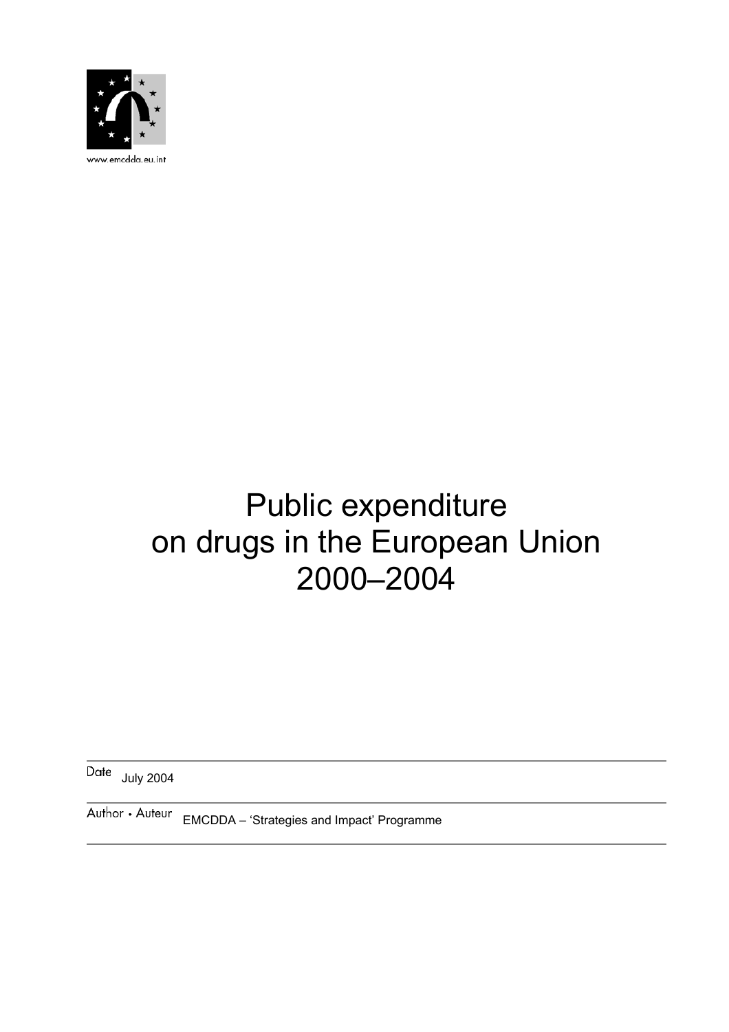www.emcdda.eu.int

# Public expenditure on drugs in the European Union 2000–2004

Date July 2004

Author • Auteur EMCDDA – 'Strategies and Impact' Programme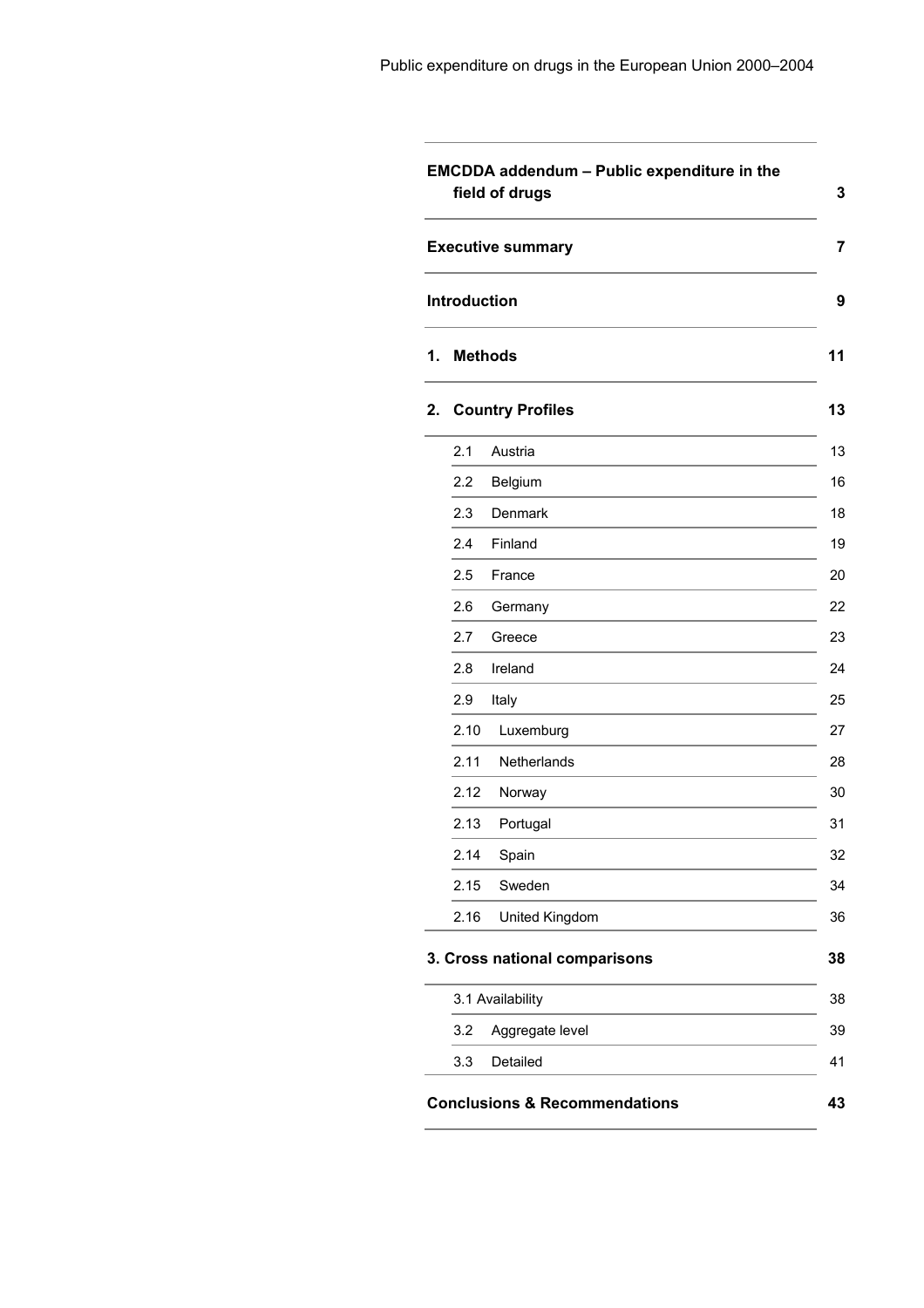| | |
|---|---|
| **EMCDDA addendum – Public expenditure in the field of drugs** | **3** |
| **Executive summary** | **7** |
| **Introduction** | **9** |
| **1. Methods** | **11** |
| **2. Country Profiles** | **13** |
| 2.1 Austria | 13 |
| 2.2 Belgium | 16 |
| 2.3 Denmark | 18 |
| 2.4 Finland | 19 |
| 2.5 France | 20 |
| 2.6 Germany | 22 |
| 2.7 Greece | 23 |
| 2.8 Ireland | 24 |
| 2.9 Italy | 25 |
| 2.10 Luxemburg | 27 |
| 2.11 Netherlands | 28 |
| 2.12 Norway | 30 |
| 2.13 Portugal | 31 |
| 2.14 Spain | 32 |
| 2.15 Sweden | 34 |
| 2.16 United Kingdom | 36 |
| **3. Cross national comparisons** | **38** |
| 3.1 Availability | 38 |
| 3.2 Aggregate level | 39 |
| 3.3 Detailed | 41 |
| **Conclusions & Recommendations** | **43** |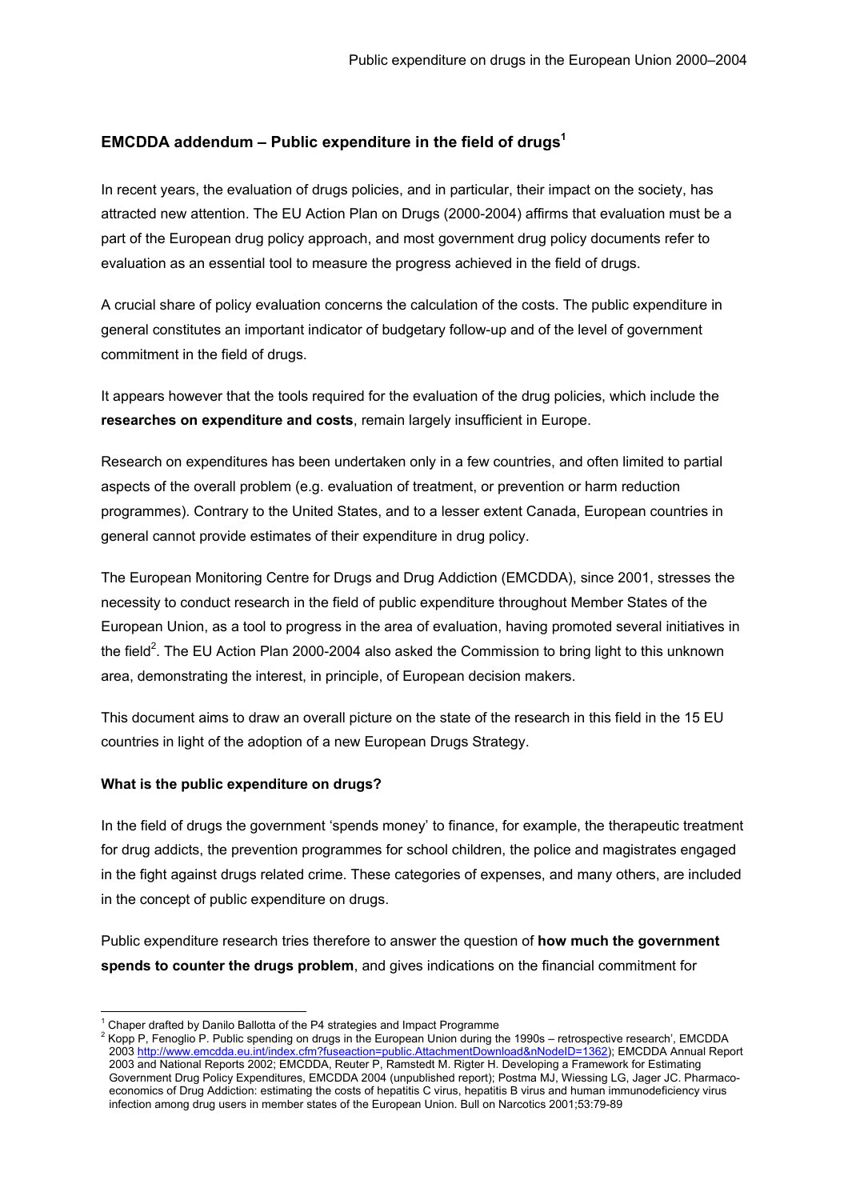## EMCDDA addendum – Public expenditure in the field of drugs[1]

In recent years, the evaluation of drugs policies, and in particular, their impact on the society, has attracted new attention. The EU Action Plan on Drugs (2000-2004) affirms that evaluation must be a part of the European drug policy approach, and most government drug policy documents refer to evaluation as an essential tool to measure the progress achieved in the field of drugs.

A crucial share of policy evaluation concerns the calculation of the costs. The public expenditure in general constitutes an important indicator of budgetary follow-up and of the level of government commitment in the field of drugs.

It appears however that the tools required for the evaluation of the drug policies, which include the **researches on expenditure and costs**, remain largely insufficient in Europe.

Research on expenditures has been undertaken only in a few countries, and often limited to partial aspects of the overall problem (e.g. evaluation of treatment, or prevention or harm reduction programmes). Contrary to the United States, and to a lesser extent Canada, European countries in general cannot provide estimates of their expenditure in drug policy.

The European Monitoring Centre for Drugs and Drug Addiction (EMCDDA), since 2001, stresses the necessity to conduct research in the field of public expenditure throughout Member States of the European Union, as a tool to progress in the area of evaluation, having promoted several initiatives in the field[2]. The EU Action Plan 2000-2004 also asked the Commission to bring light to this unknown area, demonstrating the interest, in principle, of European decision makers.

This document aims to draw an overall picture on the state of the research in this field in the 15 EU countries in light of the adoption of a new European Drugs Strategy.

### What is the public expenditure on drugs?

In the field of drugs the government 'spends money' to finance, for example, the therapeutic treatment for drug addicts, the prevention programmes for school children, the police and magistrates engaged in the fight against drugs related crime. These categories of expenses, and many others, are included in the concept of public expenditure on drugs.

Public expenditure research tries therefore to answer the question of **how much the government spends to counter the drugs problem**, and gives indications on the financial commitment for

---

[1] Chaper drafted by Danilo Ballotta of the P4 strategies and Impact Programme

[2] Kopp P, Fenoglio P. Public spending on drugs in the European Union during the 1990s – retrospective research', EMCDDA 2003 http://www.emcdda.eu.int/index.cfm?fuseaction=public.AttachmentDownload&nNodeID=1362); EMCDDA Annual Report 2003 and National Reports 2002; EMCDDA, Reuter P, Ramstedt M. Rigter H. Developing a Framework for Estimating Government Drug Policy Expenditures, EMCDDA 2004 (unpublished report); Postma MJ, Wiessing LG, Jager JC. Pharmaco-economics of Drug Addiction: estimating the costs of hepatitis C virus, hepatitis B virus and human immunodeficiency virus infection among drug users in member states of the European Union. Bull on Narcotics 2001;53:79-89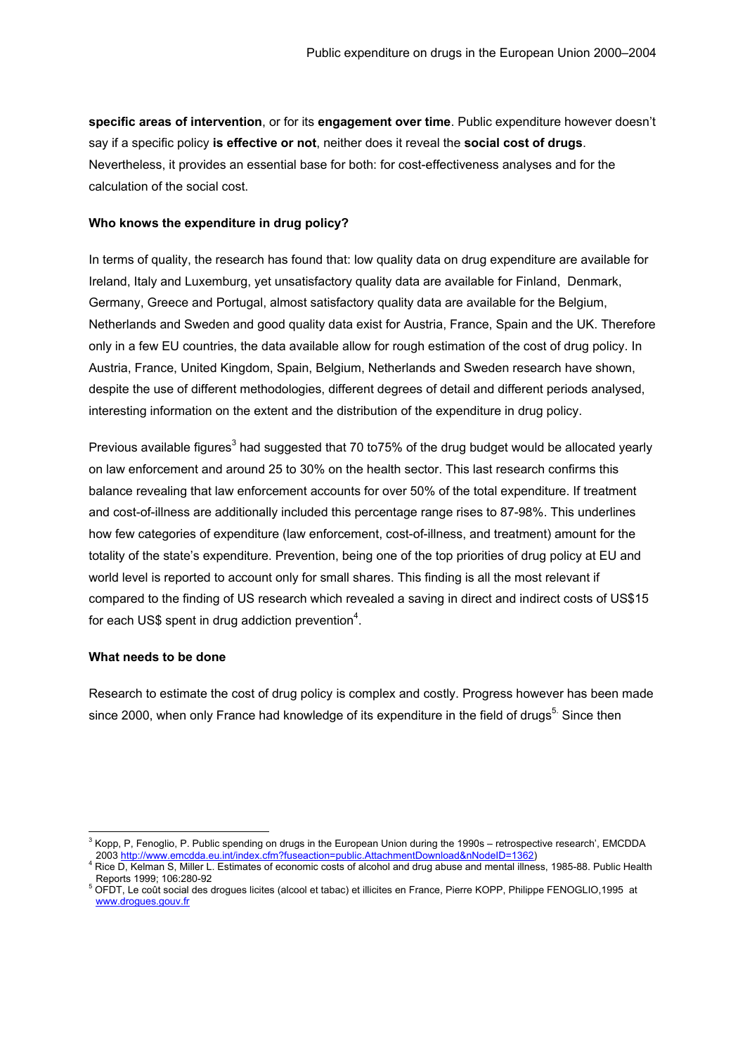**specific areas of intervention**, or for its **engagement over time**. Public expenditure however doesn't say if a specific policy **is effective or not**, neither does it reveal the **social cost of drugs**. Nevertheless, it provides an essential base for both: for cost-effectiveness analyses and for the calculation of the social cost.

**Who knows the expenditure in drug policy?**

In terms of quality, the research has found that: low quality data on drug expenditure are available for Ireland, Italy and Luxemburg, yet unsatisfactory quality data are available for Finland, Denmark, Germany, Greece and Portugal, almost satisfactory quality data are available for the Belgium, Netherlands and Sweden and good quality data exist for Austria, France, Spain and the UK. Therefore only in a few EU countries, the data available allow for rough estimation of the cost of drug policy. In Austria, France, United Kingdom, Spain, Belgium, Netherlands and Sweden research have shown, despite the use of different methodologies, different degrees of detail and different periods analysed, interesting information on the extent and the distribution of the expenditure in drug policy.

Previous available figures[3] had suggested that 70 to75% of the drug budget would be allocated yearly on law enforcement and around 25 to 30% on the health sector. This last research confirms this balance revealing that law enforcement accounts for over 50% of the total expenditure. If treatment and cost-of-illness are additionally included this percentage range rises to 87-98%. This underlines how few categories of expenditure (law enforcement, cost-of-illness, and treatment) amount for the totality of the state's expenditure. Prevention, being one of the top priorities of drug policy at EU and world level is reported to account only for small shares. This finding is all the most relevant if compared to the finding of US research which revealed a saving in direct and indirect costs of US$15 for each US$ spent in drug addiction prevention[4].

**What needs to be done**

Research to estimate the cost of drug policy is complex and costly. Progress however has been made since 2000, when only France had knowledge of its expenditure in the field of drugs[5]. Since then

---

[3] Kopp, P, Fenoglio, P. Public spending on drugs in the European Union during the 1990s – retrospective research', EMCDDA 2003 http://www.emcdda.eu.int/index.cfm?fuseaction=public.AttachmentDownload&nNodeID=1362)

[4] Rice D, Kelman S, Miller L. Estimates of economic costs of alcohol and drug abuse and mental illness, 1985-88. Public Health Reports 1999; 106:280-92

[5] OFDT, Le coût social des drogues licites (alcool et tabac) et illicites en France, Pierre KOPP, Philippe FENOGLIO,1995 at www.drogues.gouv.fr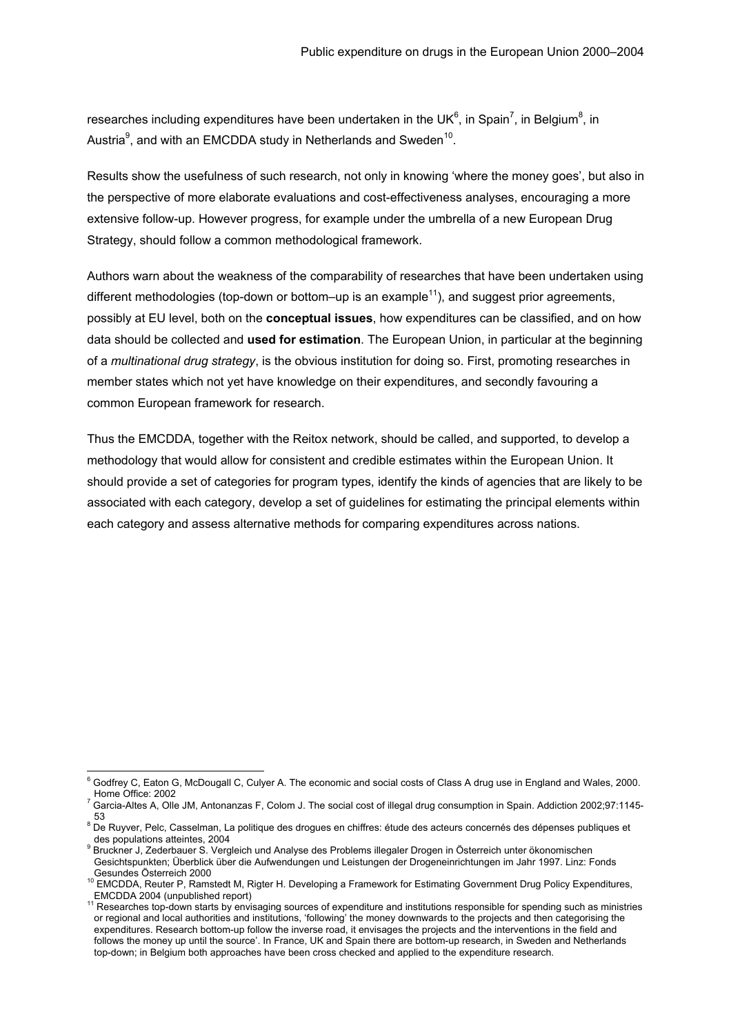researches including expenditures have been undertaken in the UK[6], in Spain[7], in Belgium[8], in Austria[9], and with an EMCDDA study in Netherlands and Sweden[10].

Results show the usefulness of such research, not only in knowing 'where the money goes', but also in the perspective of more elaborate evaluations and cost-effectiveness analyses, encouraging a more extensive follow-up. However progress, for example under the umbrella of a new European Drug Strategy, should follow a common methodological framework.

Authors warn about the weakness of the comparability of researches that have been undertaken using different methodologies (top-down or bottom–up is an example[11]), and suggest prior agreements, possibly at EU level, both on the **conceptual issues**, how expenditures can be classified, and on how data should be collected and **used for estimation**. The European Union, in particular at the beginning of a *multinational drug strategy*, is the obvious institution for doing so. First, promoting researches in member states which not yet have knowledge on their expenditures, and secondly favouring a common European framework for research.

Thus the EMCDDA, together with the Reitox network, should be called, and supported, to develop a methodology that would allow for consistent and credible estimates within the European Union. It should provide a set of categories for program types, identify the kinds of agencies that are likely to be associated with each category, develop a set of guidelines for estimating the principal elements within each category and assess alternative methods for comparing expenditures across nations.

---

[6] Godfrey C, Eaton G, McDougall C, Culyer A. The economic and social costs of Class A drug use in England and Wales, 2000. Home Office: 2002

[7] Garcia-Altes A, Olle JM, Antonanzas F, Colom J. The social cost of illegal drug consumption in Spain. Addiction 2002;97:1145-53

[8] De Ruyver, Pelc, Casselman, La politique des drogues en chiffres: étude des acteurs concernés des dépenses publiques et des populations atteintes, 2004

[9] Bruckner J, Zederbauer S. Vergleich und Analyse des Problems illegaler Drogen in Österreich unter ökonomischen Gesichtspunkten; Überblick über die Aufwendungen und Leistungen der Drogeneinrichtungen im Jahr 1997. Linz: Fonds Gesundes Österreich 2000

[10] EMCDDA, Reuter P, Ramstedt M, Rigter H. Developing a Framework for Estimating Government Drug Policy Expenditures, EMCDDA 2004 (unpublished report)

[11] Researches top-down starts by envisaging sources of expenditure and institutions responsible for spending such as ministries or regional and local authorities and institutions, 'following' the money downwards to the projects and then categorising the expenditures. Research bottom-up follow the inverse road, it envisages the projects and the interventions in the field and follows the money up until the source'. In France, UK and Spain there are bottom-up research, in Sweden and Netherlands top-down; in Belgium both approaches have been cross checked and applied to the expenditure research.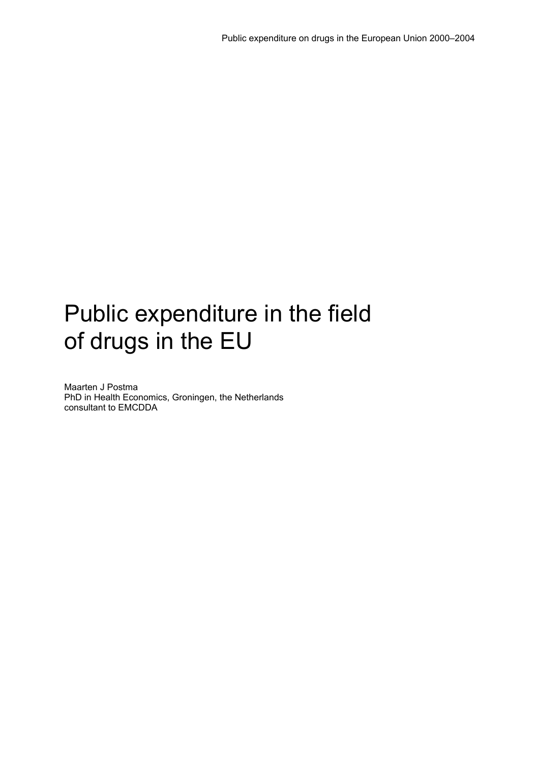# Public expenditure in the field of drugs in the EU

Maarten J Postma
PhD in Health Economics, Groningen, the Netherlands
consultant to EMCDDA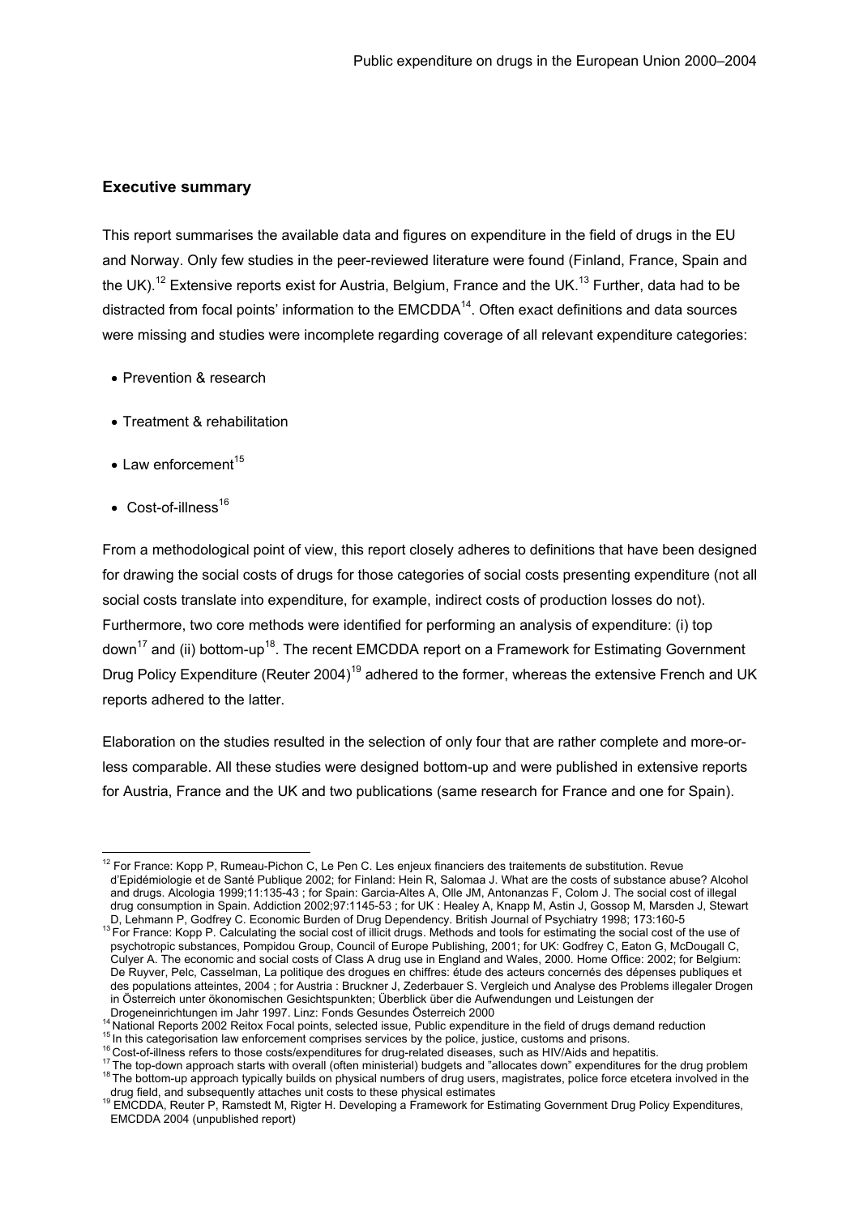## Executive summary

This report summarises the available data and figures on expenditure in the field of drugs in the EU and Norway. Only few studies in the peer-reviewed literature were found (Finland, France, Spain and the UK).[12] Extensive reports exist for Austria, Belgium, France and the UK.[13] Further, data had to be distracted from focal points' information to the EMCDDA[14]. Often exact definitions and data sources were missing and studies were incomplete regarding coverage of all relevant expenditure categories:

- Prevention & research
- Treatment & rehabilitation
- Law enforcement[15]
- Cost-of-illness[16]

From a methodological point of view, this report closely adheres to definitions that have been designed for drawing the social costs of drugs for those categories of social costs presenting expenditure (not all social costs translate into expenditure, for example, indirect costs of production losses do not). Furthermore, two core methods were identified for performing an analysis of expenditure: (i) top down[17] and (ii) bottom-up[18]. The recent EMCDDA report on a Framework for Estimating Government Drug Policy Expenditure (Reuter 2004)[19] adhered to the former, whereas the extensive French and UK reports adhered to the latter.

Elaboration on the studies resulted in the selection of only four that are rather complete and more-or-less comparable. All these studies were designed bottom-up and were published in extensive reports for Austria, France and the UK and two publications (same research for France and one for Spain).

---

[12] For France: Kopp P, Rumeau-Pichon C, Le Pen C. Les enjeux financiers des traitements de substitution. Revue d'Epidémiologie et de Santé Publique 2002; for Finland: Hein R, Salomaa J. What are the costs of substance abuse? Alcohol and drugs. Alcologia 1999;11:135-43 ; for Spain: Garcia-Altes A, Olle JM, Antonanzas F, Colom J. The social cost of illegal drug consumption in Spain. Addiction 2002;97:1145-53 ; for UK : Healey A, Knapp M, Astin J, Gossop M, Marsden J, Stewart D, Lehmann P, Godfrey C. Economic Burden of Drug Dependency. British Journal of Psychiatry 1998; 173:160-5

[13] For France: Kopp P. Calculating the social cost of illicit drugs. Methods and tools for estimating the social cost of the use of psychotropic substances, Pompidou Group, Council of Europe Publishing, 2001; for UK: Godfrey C, Eaton G, McDougall C, Culyer A. The economic and social costs of Class A drug use in England and Wales, 2000. Home Office: 2002; for Belgium: De Ruyver, Pelc, Casselman, La politique des drogues en chiffres: étude des acteurs concernés des dépenses publiques et des populations atteintes, 2004 ; for Austria : Bruckner J, Zederbauer S. Vergleich und Analyse des Problems illegaler Drogen in Österreich unter ökonomischen Gesichtspunkten; Überblick über die Aufwendungen und Leistungen der Drogeneinrichtungen im Jahr 1997. Linz: Fonds Gesundes Österreich 2000

[14] National Reports 2002 Reitox Focal points, selected issue, Public expenditure in the field of drugs demand reduction

[15] In this categorisation law enforcement comprises services by the police, justice, customs and prisons.

[16] Cost-of-illness refers to those costs/expenditures for drug-related diseases, such as HIV/Aids and hepatitis.

[17] The top-down approach starts with overall (often ministerial) budgets and "allocates down" expenditures for the drug problem

[18] The bottom-up approach typically builds on physical numbers of drug users, magistrates, police force etcetera involved in the drug field, and subsequently attaches unit costs to these physical estimates

[19] EMCDDA, Reuter P, Ramstedt M, Rigter H. Developing a Framework for Estimating Government Drug Policy Expenditures, EMCDDA 2004 (unpublished report)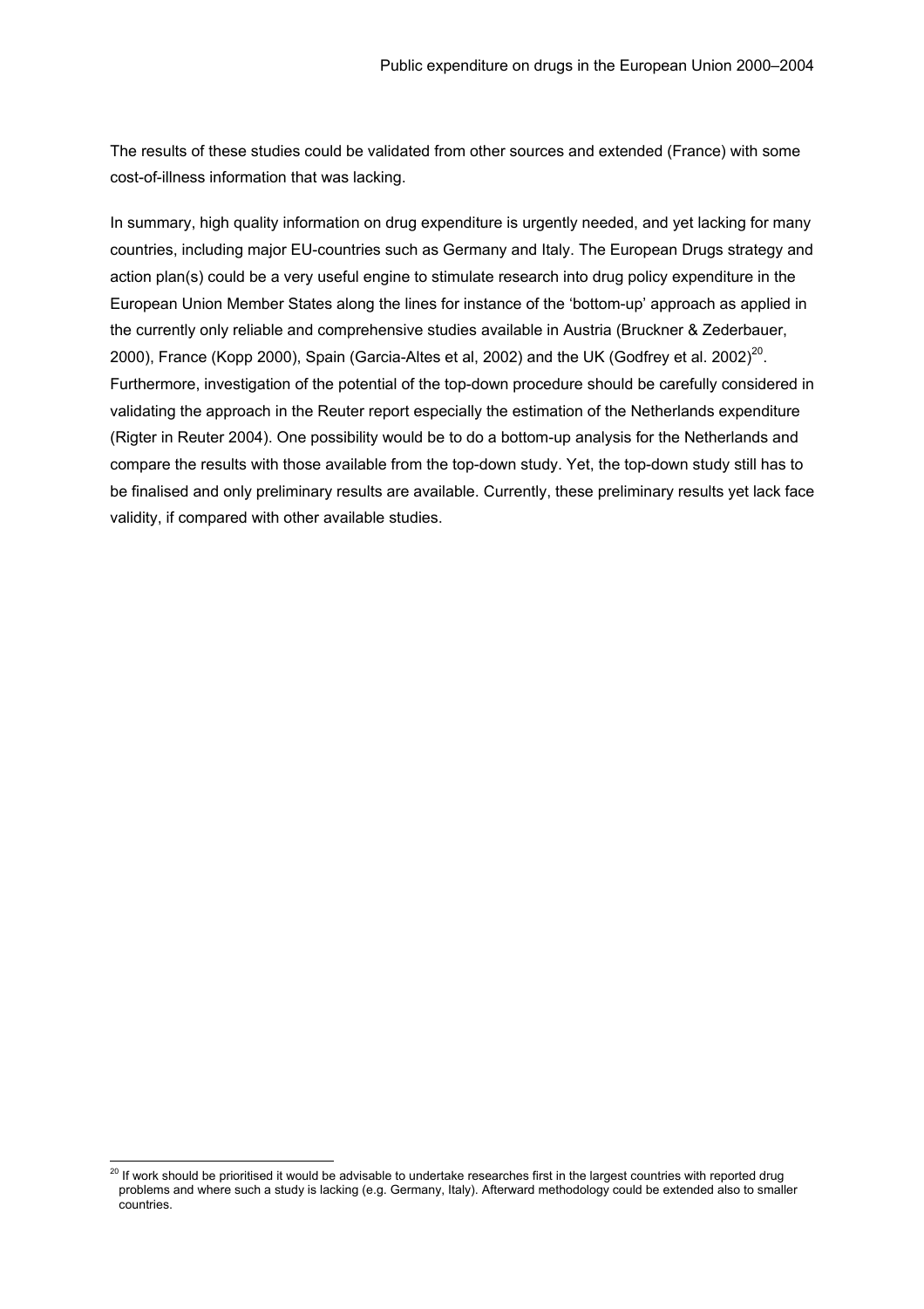The results of these studies could be validated from other sources and extended (France) with some cost-of-illness information that was lacking.

In summary, high quality information on drug expenditure is urgently needed, and yet lacking for many countries, including major EU-countries such as Germany and Italy. The European Drugs strategy and action plan(s) could be a very useful engine to stimulate research into drug policy expenditure in the European Union Member States along the lines for instance of the 'bottom-up' approach as applied in the currently only reliable and comprehensive studies available in Austria (Bruckner & Zederbauer, 2000), France (Kopp 2000), Spain (Garcia-Altes et al, 2002) and the UK (Godfrey et al. 2002)[20]. Furthermore, investigation of the potential of the top-down procedure should be carefully considered in validating the approach in the Reuter report especially the estimation of the Netherlands expenditure (Rigter in Reuter 2004). One possibility would be to do a bottom-up analysis for the Netherlands and compare the results with those available from the top-down study. Yet, the top-down study still has to be finalised and only preliminary results are available. Currently, these preliminary results yet lack face validity, if compared with other available studies.

[20] If work should be prioritised it would be advisable to undertake researches first in the largest countries with reported drug problems and where such a study is lacking (e.g. Germany, Italy). Afterward methodology could be extended also to smaller countries.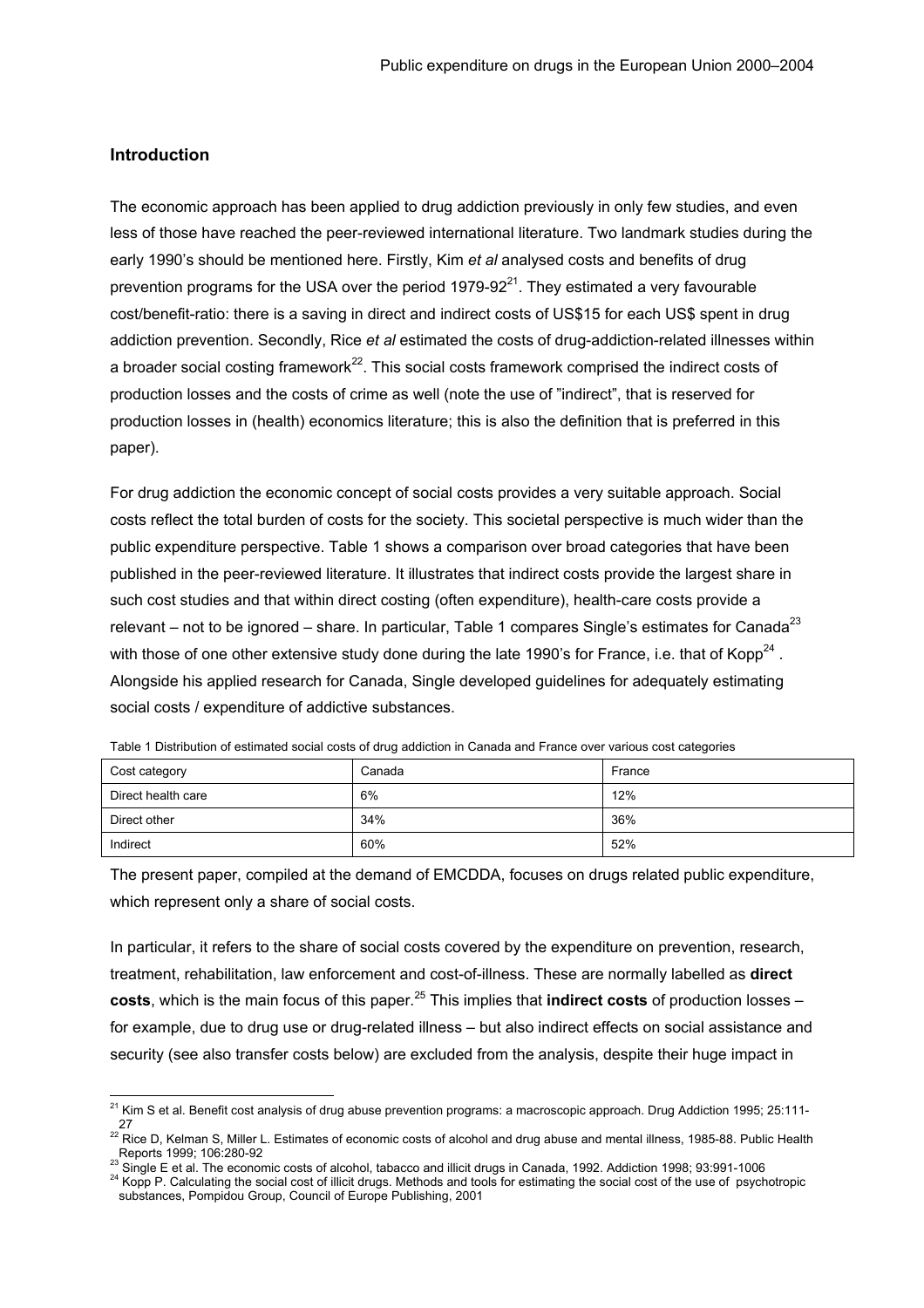## Introduction

The economic approach has been applied to drug addiction previously in only few studies, and even less of those have reached the peer-reviewed international literature. Two landmark studies during the early 1990's should be mentioned here. Firstly, Kim *et al* analysed costs and benefits of drug prevention programs for the USA over the period 1979-92[21]. They estimated a very favourable cost/benefit-ratio: there is a saving in direct and indirect costs of US$15 for each US$ spent in drug addiction prevention. Secondly, Rice *et al* estimated the costs of drug-addiction-related illnesses within a broader social costing framework[22]. This social costs framework comprised the indirect costs of production losses and the costs of crime as well (note the use of "indirect", that is reserved for production losses in (health) economics literature; this is also the definition that is preferred in this paper).

For drug addiction the economic concept of social costs provides a very suitable approach. Social costs reflect the total burden of costs for the society. This societal perspective is much wider than the public expenditure perspective. Table 1 shows a comparison over broad categories that have been published in the peer-reviewed literature. It illustrates that indirect costs provide the largest share in such cost studies and that within direct costing (often expenditure), health-care costs provide a relevant – not to be ignored – share. In particular, Table 1 compares Single's estimates for Canada[23] with those of one other extensive study done during the late 1990's for France, i.e. that of Kopp[24]. Alongside his applied research for Canada, Single developed guidelines for adequately estimating social costs / expenditure of addictive substances.

Table 1 Distribution of estimated social costs of drug addiction in Canada and France over various cost categories

| Cost category | Canada | France |
|---|---|---|
| Direct health care | 6% | 12% |
| Direct other | 34% | 36% |
| Indirect | 60% | 52% |

The present paper, compiled at the demand of EMCDDA, focuses on drugs related public expenditure, which represent only a share of social costs.

In particular, it refers to the share of social costs covered by the expenditure on prevention, research, treatment, rehabilitation, law enforcement and cost-of-illness. These are normally labelled as **direct costs**, which is the main focus of this paper.[25] This implies that **indirect costs** of production losses – for example, due to drug use or drug-related illness – but also indirect effects on social assistance and security (see also transfer costs below) are excluded from the analysis, despite their huge impact in

[21] Kim S et al. Benefit cost analysis of drug abuse prevention programs: a macroscopic approach. Drug Addiction 1995; 25:111-27

[22] Rice D, Kelman S, Miller L. Estimates of economic costs of alcohol and drug abuse and mental illness, 1985-88. Public Health Reports 1999; 106:280-92

[23] Single E et al. The economic costs of alcohol, tabacco and illicit drugs in Canada, 1992. Addiction 1998; 93:991-1006

[24] Kopp P. Calculating the social cost of illicit drugs. Methods and tools for estimating the social cost of the use of psychotropic substances, Pompidou Group, Council of Europe Publishing, 2001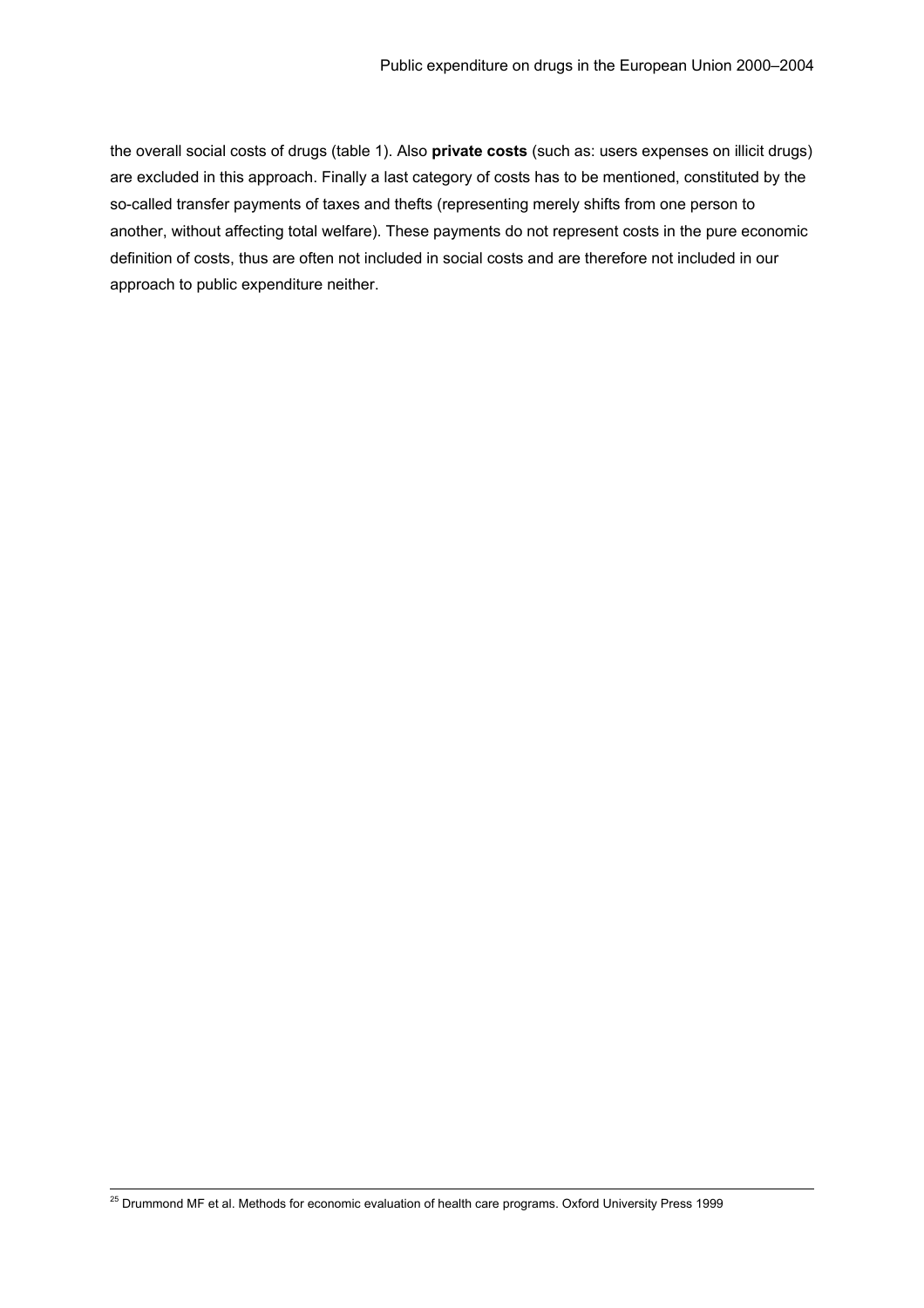the overall social costs of drugs (table 1). Also **private costs** (such as: users expenses on illicit drugs) are excluded in this approach. Finally a last category of costs has to be mentioned, constituted by the so-called transfer payments of taxes and thefts (representing merely shifts from one person to another, without affecting total welfare). These payments do not represent costs in the pure economic definition of costs, thus are often not included in social costs and are therefore not included in our approach to public expenditure neither.

---

[25] Drummond MF et al. Methods for economic evaluation of health care programs. Oxford University Press 1999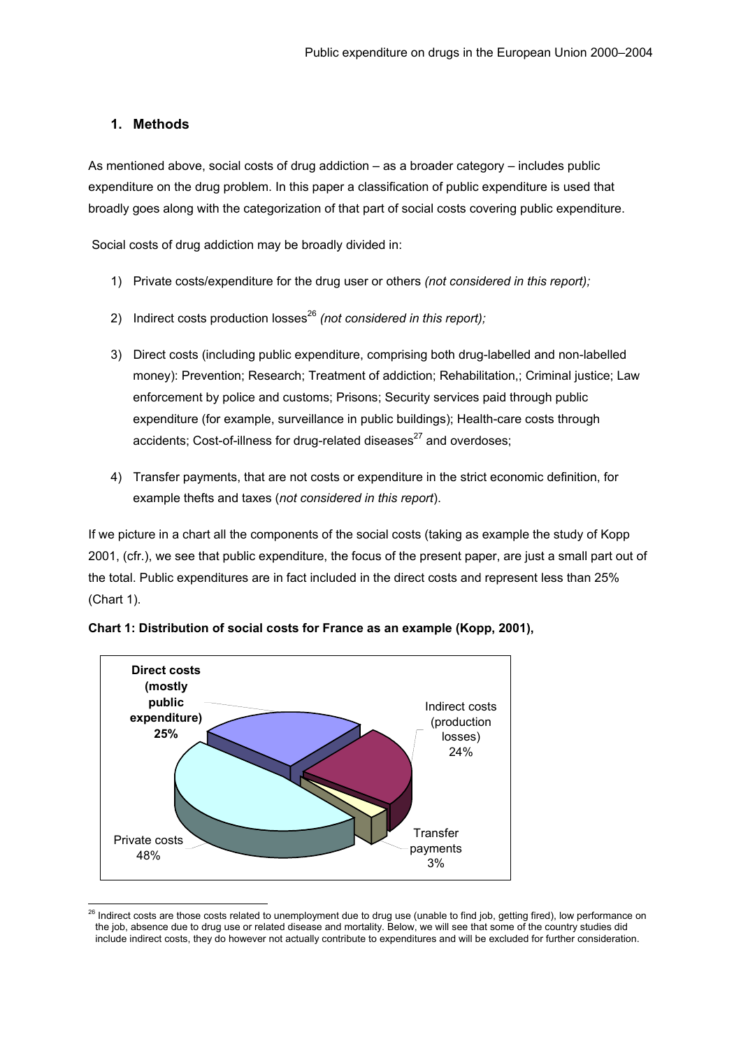## 1. Methods

As mentioned above, social costs of drug addiction – as a broader category – includes public expenditure on the drug problem. In this paper a classification of public expenditure is used that broadly goes along with the categorization of that part of social costs covering public expenditure.

Social costs of drug addiction may be broadly divided in:

1) Private costs/expenditure for the drug user or others *(not considered in this report);*

2) Indirect costs production losses[26] *(not considered in this report);*

3) Direct costs (including public expenditure, comprising both drug-labelled and non-labelled money): Prevention; Research; Treatment of addiction; Rehabilitation,; Criminal justice; Law enforcement by police and customs; Prisons; Security services paid through public expenditure (for example, surveillance in public buildings); Health-care costs through accidents; Cost-of-illness for drug-related diseases[27] and overdoses;

4) Transfer payments, that are not costs or expenditure in the strict economic definition, for example thefts and taxes (*not considered in this report*).

If we picture in a chart all the components of the social costs (taking as example the study of Kopp 2001, (cfr.), we see that public expenditure, the focus of the present paper, are just a small part out of the total. Public expenditures are in fact included in the direct costs and represent less than 25% (Chart 1).

**Chart 1: Distribution of social costs for France as an example (Kopp, 2001),**

**Direct costs (mostly public expenditure) 25%**

Indirect costs (production losses) 24%

Transfer payments 3%

Private costs 48%

[26] Indirect costs are those costs related to unemployment due to drug use (unable to find job, getting fired), low performance on the job, absence due to drug use or related disease and mortality. Below, we will see that some of the country studies did include indirect costs, they do however not actually contribute to expenditures and will be excluded for further consideration.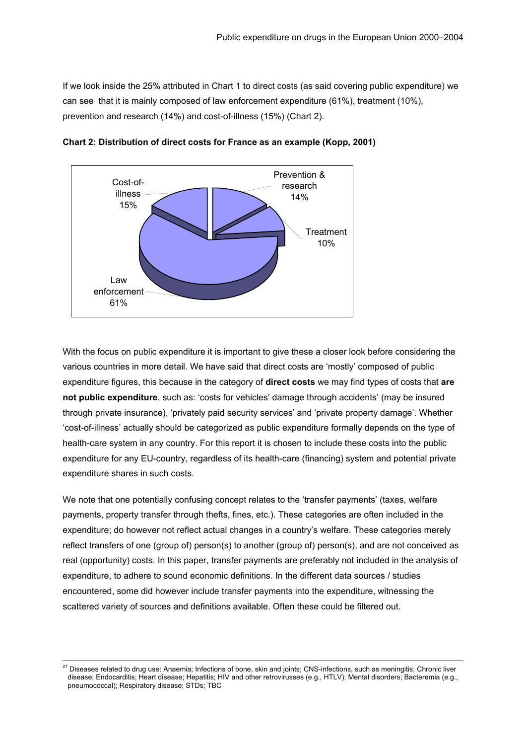If we look inside the 25% attributed in Chart 1 to direct costs (as said covering public expenditure) we can see that it is mainly composed of law enforcement expenditure (61%), treatment (10%), prevention and research (14%) and cost-of-illness (15%) (Chart 2).

**Chart 2: Distribution of direct costs for France as an example (Kopp, 2001)**

Cost-of-illness 15%
Prevention & research 14%
Treatment 10%
Law enforcement 61%

With the focus on public expenditure it is important to give these a closer look before considering the various countries in more detail. We have said that direct costs are 'mostly' composed of public expenditure figures, this because in the category of **direct costs** we may find types of costs that **are not public expenditure**, such as: 'costs for vehicles' damage through accidents' (may be insured through private insurance), 'privately paid security services' and 'private property damage'. Whether 'cost-of-illness' actually should be categorized as public expenditure formally depends on the type of health-care system in any country. For this report it is chosen to include these costs into the public expenditure for any EU-country, regardless of its health-care (financing) system and potential private expenditure shares in such costs.

We note that one potentially confusing concept relates to the 'transfer payments' (taxes, welfare payments, property transfer through thefts, fines, etc.). These categories are often included in the expenditure; do however not reflect actual changes in a country's welfare. These categories merely reflect transfers of one (group of) person(s) to another (group of) person(s), and are not conceived as real (opportunity) costs. In this paper, transfer payments are preferably not included in the analysis of expenditure, to adhere to sound economic definitions. In the different data sources / studies encountered, some did however include transfer payments into the expenditure, witnessing the scattered variety of sources and definitions available. Often these could be filtered out.

---

[27] Diseases related to drug use: Anaemia; Infections of bone, skin and joints; CNS-infections, such as meningitis; Chronic liver disease; Endocarditis; Heart disease; Hepatitis; HIV and other retrovirusses (e.g., HTLV); Mental disorders; Bacteremia (e.g., pneumococcal); Respiratory disease; STDs; TBC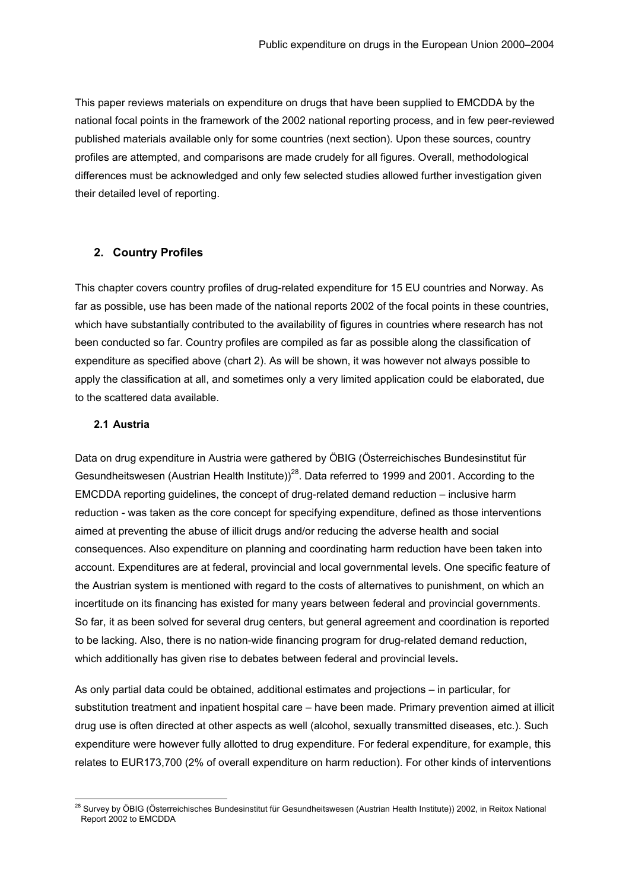This paper reviews materials on expenditure on drugs that have been supplied to EMCDDA by the national focal points in the framework of the 2002 national reporting process, and in few peer-reviewed published materials available only for some countries (next section). Upon these sources, country profiles are attempted, and comparisons are made crudely for all figures. Overall, methodological differences must be acknowledged and only few selected studies allowed further investigation given their detailed level of reporting.

## 2. Country Profiles

This chapter covers country profiles of drug-related expenditure for 15 EU countries and Norway. As far as possible, use has been made of the national reports 2002 of the focal points in these countries, which have substantially contributed to the availability of figures in countries where research has not been conducted so far. Country profiles are compiled as far as possible along the classification of expenditure as specified above (chart 2). As will be shown, it was however not always possible to apply the classification at all, and sometimes only a very limited application could be elaborated, due to the scattered data available.

### 2.1 Austria

Data on drug expenditure in Austria were gathered by ÖBIG (Österreichisches Bundesinstitut für Gesundheitswesen (Austrian Health Institute))[28]. Data referred to 1999 and 2001. According to the EMCDDA reporting guidelines, the concept of drug-related demand reduction – inclusive harm reduction - was taken as the core concept for specifying expenditure, defined as those interventions aimed at preventing the abuse of illicit drugs and/or reducing the adverse health and social consequences. Also expenditure on planning and coordinating harm reduction have been taken into account. Expenditures are at federal, provincial and local governmental levels. One specific feature of the Austrian system is mentioned with regard to the costs of alternatives to punishment, on which an incertitude on its financing has existed for many years between federal and provincial governments. So far, it as been solved for several drug centers, but general agreement and coordination is reported to be lacking. Also, there is no nation-wide financing program for drug-related demand reduction, which additionally has given rise to debates between federal and provincial levels.

As only partial data could be obtained, additional estimates and projections – in particular, for substitution treatment and inpatient hospital care – have been made. Primary prevention aimed at illicit drug use is often directed at other aspects as well (alcohol, sexually transmitted diseases, etc.). Such expenditure were however fully allotted to drug expenditure. For federal expenditure, for example, this relates to EUR173,700 (2% of overall expenditure on harm reduction). For other kinds of interventions

[28] Survey by ÖBIG (Österreichisches Bundesinstitut für Gesundheitswesen (Austrian Health Institute)) 2002, in Reitox National Report 2002 to EMCDDA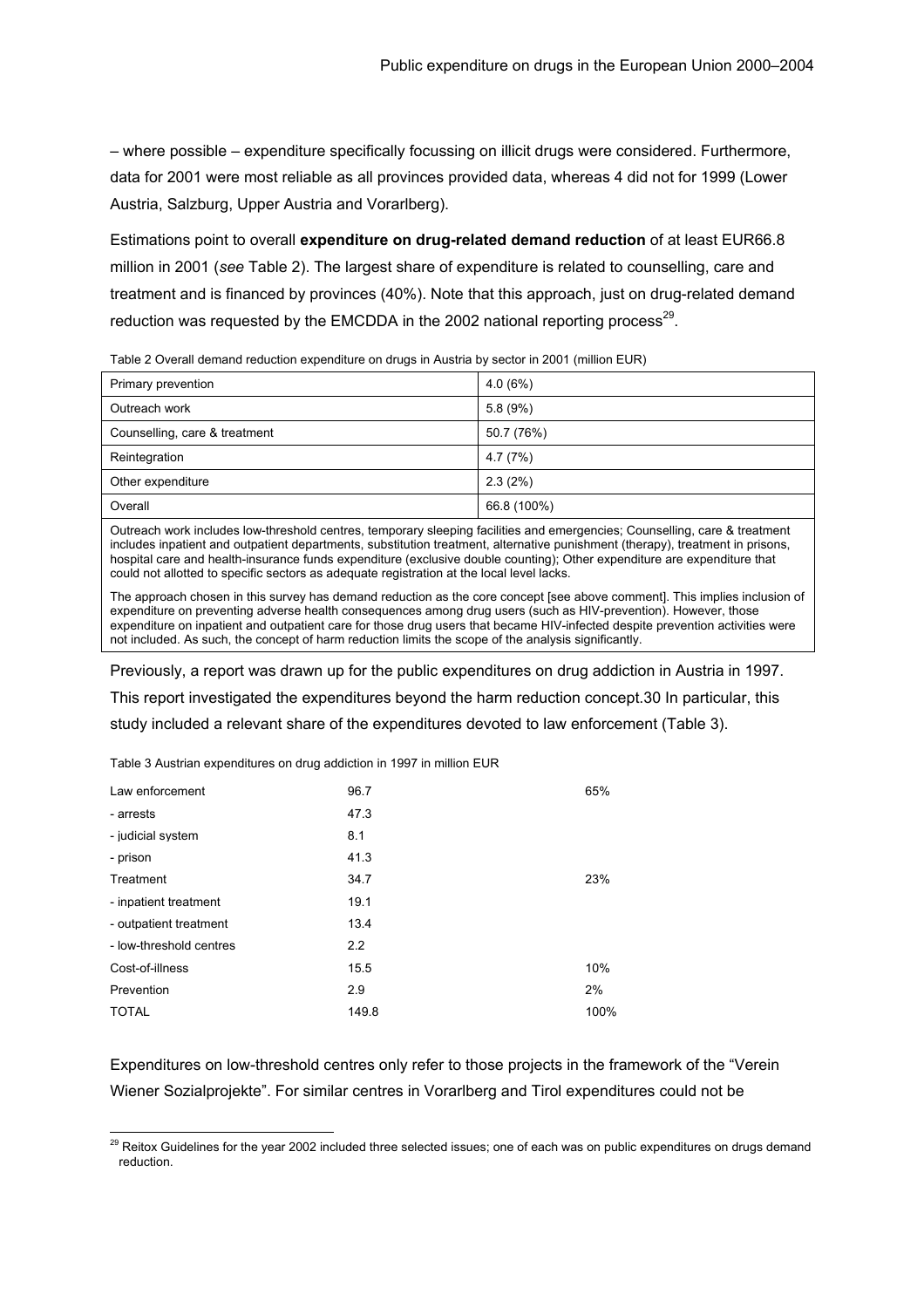– where possible – expenditure specifically focussing on illicit drugs were considered. Furthermore, data for 2001 were most reliable as all provinces provided data, whereas 4 did not for 1999 (Lower Austria, Salzburg, Upper Austria and Vorarlberg).

Estimations point to overall **expenditure on drug-related demand reduction** of at least EUR66.8 million in 2001 (*see* Table 2). The largest share of expenditure is related to counselling, care and treatment and is financed by provinces (40%). Note that this approach, just on drug-related demand reduction was requested by the EMCDDA in the 2002 national reporting process[29].

Table 2 Overall demand reduction expenditure on drugs in Austria by sector in 2001 (million EUR)

| Sector | Expenditure |
|---|---|
| Primary prevention | 4.0 (6%) |
| Outreach work | 5.8 (9%) |
| Counselling, care & treatment | 50.7 (76%) |
| Reintegration | 4.7 (7%) |
| Other expenditure | 2.3 (2%) |
| Overall | 66.8 (100%) |

Outreach work includes low-threshold centres, temporary sleeping facilities and emergencies; Counselling, care & treatment includes inpatient and outpatient departments, substitution treatment, alternative punishment (therapy), treatment in prisons, hospital care and health-insurance funds expenditure (exclusive double counting); Other expenditure are expenditure that could not allotted to specific sectors as adequate registration at the local level lacks.

The approach chosen in this survey has demand reduction as the core concept [see above comment]. This implies inclusion of expenditure on preventing adverse health consequences among drug users (such as HIV-prevention). However, those expenditure on inpatient and outpatient care for those drug users that became HIV-infected despite prevention activities were not included. As such, the concept of harm reduction limits the scope of the analysis significantly.

Previously, a report was drawn up for the public expenditures on drug addiction in Austria in 1997. This report investigated the expenditures beyond the harm reduction concept.30 In particular, this study included a relevant share of the expenditures devoted to law enforcement (Table 3).

Table 3 Austrian expenditures on drug addiction in 1997 in million EUR

| Category | Million EUR | Share |
|---|---|---|
| Law enforcement | 96.7 | 65% |
| - arrests | 47.3 | |
| - judicial system | 8.1 | |
| - prison | 41.3 | |
| Treatment | 34.7 | 23% |
| - inpatient treatment | 19.1 | |
| - outpatient treatment | 13.4 | |
| - low-threshold centres | 2.2 | |
| Cost-of-illness | 15.5 | 10% |
| Prevention | 2.9 | 2% |
| TOTAL | 149.8 | 100% |

Expenditures on low-threshold centres only refer to those projects in the framework of the "Verein Wiener Sozialprojekte". For similar centres in Vorarlberg and Tirol expenditures could not be

[29] Reitox Guidelines for the year 2002 included three selected issues; one of each was on public expenditures on drugs demand reduction.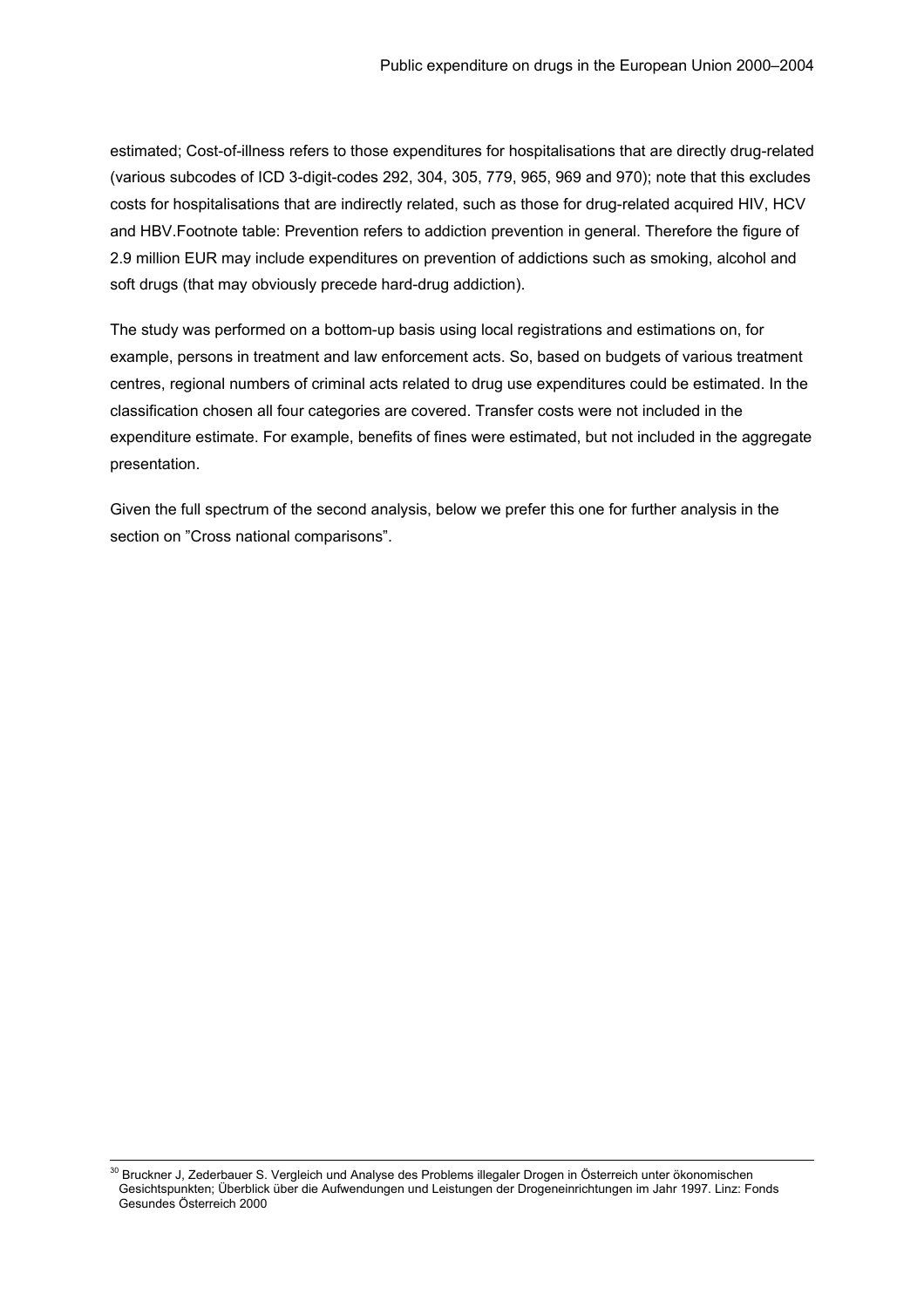estimated; Cost-of-illness refers to those expenditures for hospitalisations that are directly drug-related (various subcodes of ICD 3-digit-codes 292, 304, 305, 779, 965, 969 and 970); note that this excludes costs for hospitalisations that are indirectly related, such as those for drug-related acquired HIV, HCV and HBV.Footnote table: Prevention refers to addiction prevention in general. Therefore the figure of 2.9 million EUR may include expenditures on prevention of addictions such as smoking, alcohol and soft drugs (that may obviously precede hard-drug addiction).

The study was performed on a bottom-up basis using local registrations and estimations on, for example, persons in treatment and law enforcement acts. So, based on budgets of various treatment centres, regional numbers of criminal acts related to drug use expenditures could be estimated. In the classification chosen all four categories are covered. Transfer costs were not included in the expenditure estimate. For example, benefits of fines were estimated, but not included in the aggregate presentation.

Given the full spectrum of the second analysis, below we prefer this one for further analysis in the section on "Cross national comparisons".

[30] Bruckner J, Zederbauer S. Vergleich und Analyse des Problems illegaler Drogen in Österreich unter ökonomischen Gesichtspunkten; Überblick über die Aufwendungen und Leistungen der Drogeneinrichtungen im Jahr 1997. Linz: Fonds Gesundes Österreich 2000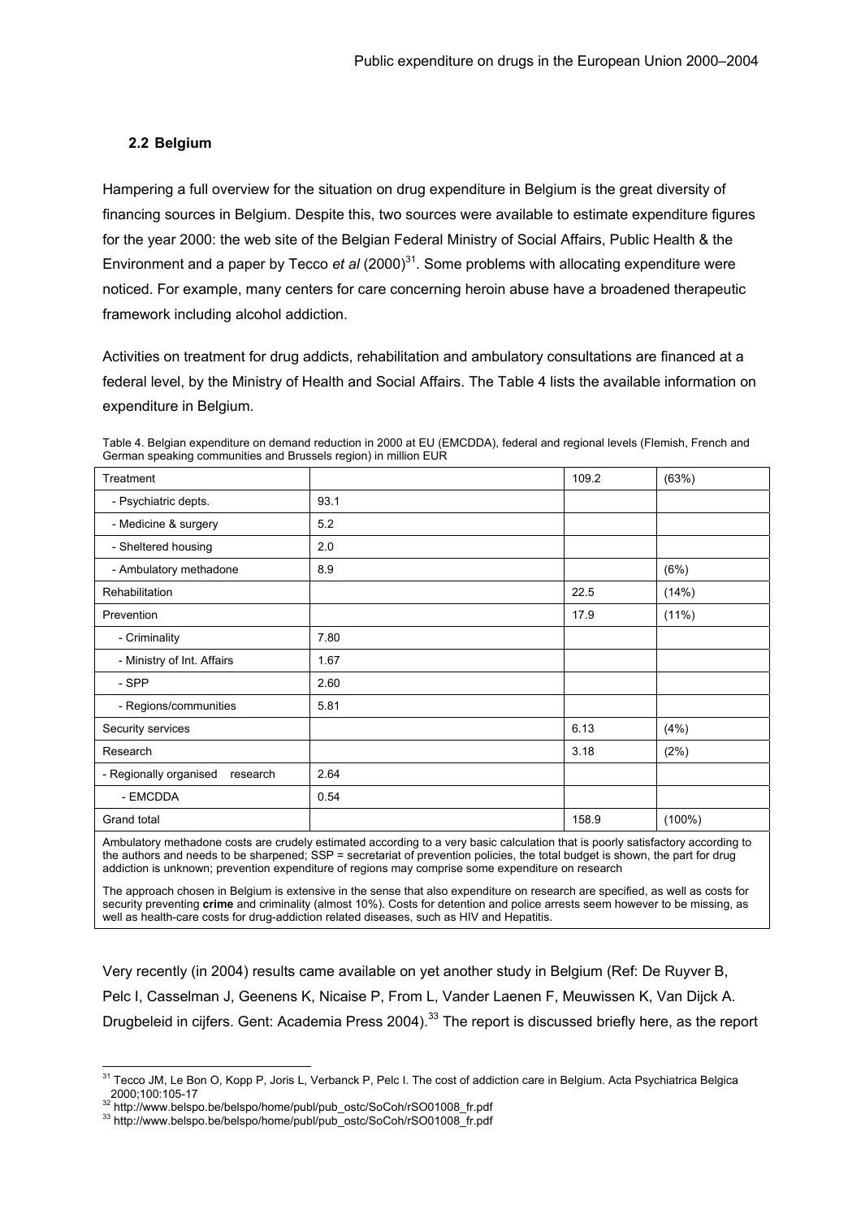## 2.2 Belgium

Hampering a full overview for the situation on drug expenditure in Belgium is the great diversity of financing sources in Belgium. Despite this, two sources were available to estimate expenditure figures for the year 2000: the web site of the Belgian Federal Ministry of Social Affairs, Public Health & the Environment and a paper by Tecco *et al* (2000)[31]. Some problems with allocating expenditure were noticed. For example, many centers for care concerning heroin abuse have a broadened therapeutic framework including alcohol addiction.

Activities on treatment for drug addicts, rehabilitation and ambulatory consultations are financed at a federal level, by the Ministry of Health and Social Affairs. The Table 4 lists the available information on expenditure in Belgium.

Table 4. Belgian expenditure on demand reduction in 2000 at EU (EMCDDA), federal and regional levels (Flemish, French and German speaking communities and Brussels region) in million EUR

| Treatment | | 109.2 | (63%) |
|---|---|---|---|
| - Psychiatric depts. | 93.1 | | |
| - Medicine & surgery | 5.2 | | |
| - Sheltered housing | 2.0 | | |
| - Ambulatory methadone | 8.9 | | (6%) |
| Rehabilitation | | 22.5 | (14%) |
| Prevention | | 17.9 | (11%) |
| - Criminality | 7.80 | | |
| - Ministry of Int. Affairs | 1.67 | | |
| - SPP | 2.60 | | |
| - Regions/communities | 5.81 | | |
| Security services | | 6.13 | (4%) |
| Research | | 3.18 | (2%) |
| - Regionally organised research | 2.64 | | |
| - EMCDDA | 0.54 | | |
| Grand total | | 158.9 | (100%) |

Ambulatory methadone costs are crudely estimated according to a very basic calculation that is poorly satisfactory according to the authors and needs to be sharpened; SSP = secretariat of prevention policies, the total budget is shown, the part for drug addiction is unknown; prevention expenditure of regions may comprise some expenditure on research

The approach chosen in Belgium is extensive in the sense that also expenditure on research are specified, as well as costs for security preventing **crime** and criminality (almost 10%). Costs for detention and police arrests seem however to be missing, as well as health-care costs for drug-addiction related diseases, such as HIV and Hepatitis.

Very recently (in 2004) results came available on yet another study in Belgium (Ref: De Ruyver B, Pelc I, Casselman J, Geenens K, Nicaise P, From L, Vander Laenen F, Meuwissen K, Van Dijck A. Drugbeleid in cijfers. Gent: Academia Press 2004).[33] The report is discussed briefly here, as the report

---

[31] Tecco JM, Le Bon O, Kopp P, Joris L, Verbanck P, Pelc I. The cost of addiction care in Belgium. Acta Psychiatrica Belgica 2000;100:105-17

[32] http://www.belspo.be/belspo/home/publ/pub_ostc/SoCoh/rSO01008_fr.pdf

[33] http://www.belspo.be/belspo/home/publ/pub_ostc/SoCoh/rSO01008_fr.pdf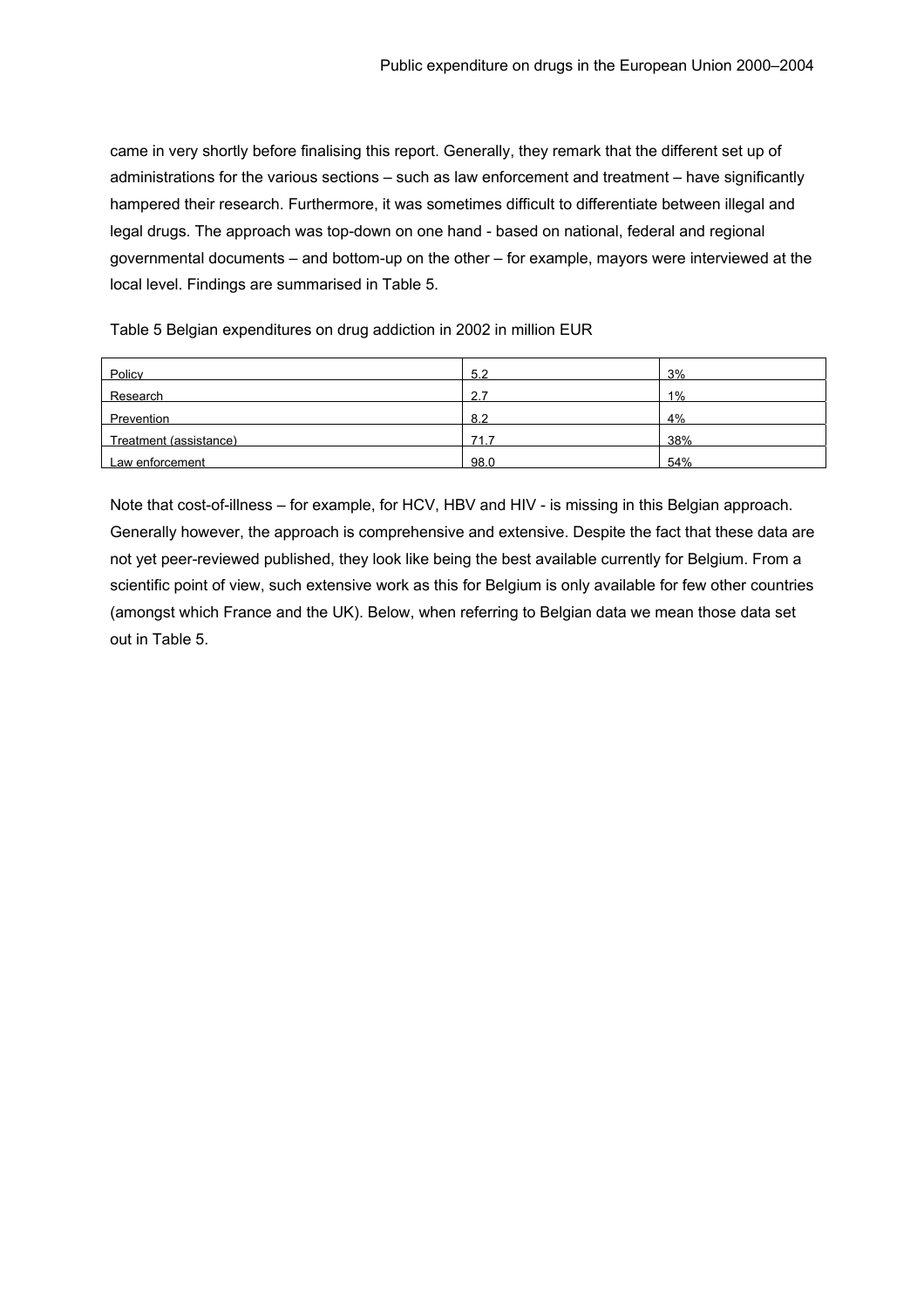came in very shortly before finalising this report. Generally, they remark that the different set up of administrations for the various sections – such as law enforcement and treatment – have significantly hampered their research. Furthermore, it was sometimes difficult to differentiate between illegal and legal drugs. The approach was top-down on one hand - based on national, federal and regional governmental documents – and bottom-up on the other – for example, mayors were interviewed at the local level. Findings are summarised in Table 5.

Table 5 Belgian expenditures on drug addiction in 2002 in million EUR

| | | |
|---|---|---|
| Policy | 5.2 | 3% |
| Research | 2.7 | 1% |
| Prevention | 8.2 | 4% |
| Treatment (assistance) | 71.7 | 38% |
| Law enforcement | 98.0 | 54% |

Note that cost-of-illness – for example, for HCV, HBV and HIV - is missing in this Belgian approach. Generally however, the approach is comprehensive and extensive. Despite the fact that these data are not yet peer-reviewed published, they look like being the best available currently for Belgium. From a scientific point of view, such extensive work as this for Belgium is only available for few other countries (amongst which France and the UK). Below, when referring to Belgian data we mean those data set out in Table 5.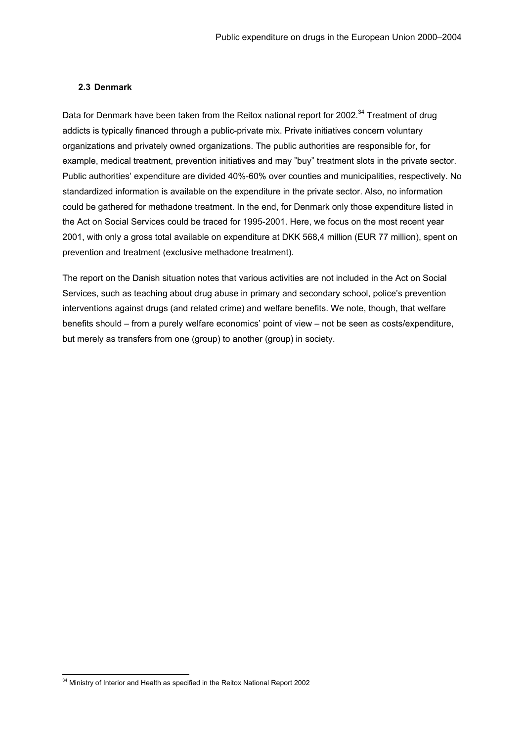### 2.3 Denmark

Data for Denmark have been taken from the Reitox national report for 2002.[34] Treatment of drug addicts is typically financed through a public-private mix. Private initiatives concern voluntary organizations and privately owned organizations. The public authorities are responsible for, for example, medical treatment, prevention initiatives and may "buy" treatment slots in the private sector. Public authorities' expenditure are divided 40%-60% over counties and municipalities, respectively. No standardized information is available on the expenditure in the private sector. Also, no information could be gathered for methadone treatment. In the end, for Denmark only those expenditure listed in the Act on Social Services could be traced for 1995-2001. Here, we focus on the most recent year 2001, with only a gross total available on expenditure at DKK 568,4 million (EUR 77 million), spent on prevention and treatment (exclusive methadone treatment).

The report on the Danish situation notes that various activities are not included in the Act on Social Services, such as teaching about drug abuse in primary and secondary school, police's prevention interventions against drugs (and related crime) and welfare benefits. We note, though, that welfare benefits should – from a purely welfare economics' point of view – not be seen as costs/expenditure, but merely as transfers from one (group) to another (group) in society.

---

[34] Ministry of Interior and Health as specified in the Reitox National Report 2002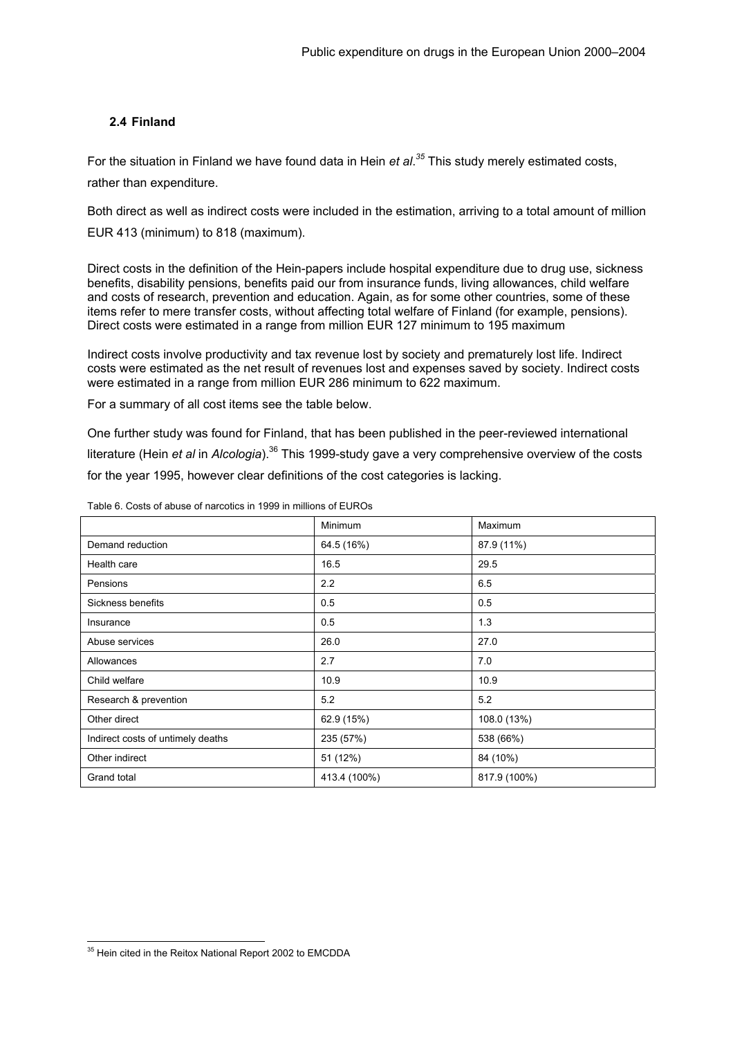## 2.4 Finland

For the situation in Finland we have found data in Hein *et al*.[35] This study merely estimated costs, rather than expenditure.

Both direct as well as indirect costs were included in the estimation, arriving to a total amount of million EUR 413 (minimum) to 818 (maximum).

Direct costs in the definition of the Hein-papers include hospital expenditure due to drug use, sickness benefits, disability pensions, benefits paid our from insurance funds, living allowances, child welfare and costs of research, prevention and education. Again, as for some other countries, some of these items refer to mere transfer costs, without affecting total welfare of Finland (for example, pensions). Direct costs were estimated in a range from million EUR 127 minimum to 195 maximum

Indirect costs involve productivity and tax revenue lost by society and prematurely lost life. Indirect costs were estimated as the net result of revenues lost and expenses saved by society. Indirect costs were estimated in a range from million EUR 286 minimum to 622 maximum.

For a summary of all cost items see the table below.

One further study was found for Finland, that has been published in the peer-reviewed international literature (Hein *et al* in *Alcologia*).[36] This 1999-study gave a very comprehensive overview of the costs for the year 1995, however clear definitions of the cost categories is lacking.

Table 6. Costs of abuse of narcotics in 1999 in millions of EUROs

| | Minimum | Maximum |
|---|---|---|
| Demand reduction | 64.5 (16%) | 87.9 (11%) |
| Health care | 16.5 | 29.5 |
| Pensions | 2.2 | 6.5 |
| Sickness benefits | 0.5 | 0.5 |
| Insurance | 0.5 | 1.3 |
| Abuse services | 26.0 | 27.0 |
| Allowances | 2.7 | 7.0 |
| Child welfare | 10.9 | 10.9 |
| Research & prevention | 5.2 | 5.2 |
| Other direct | 62.9 (15%) | 108.0 (13%) |
| Indirect costs of untimely deaths | 235 (57%) | 538 (66%) |
| Other indirect | 51 (12%) | 84 (10%) |
| Grand total | 413.4 (100%) | 817.9 (100%) |

[35] Hein cited in the Reitox National Report 2002 to EMCDDA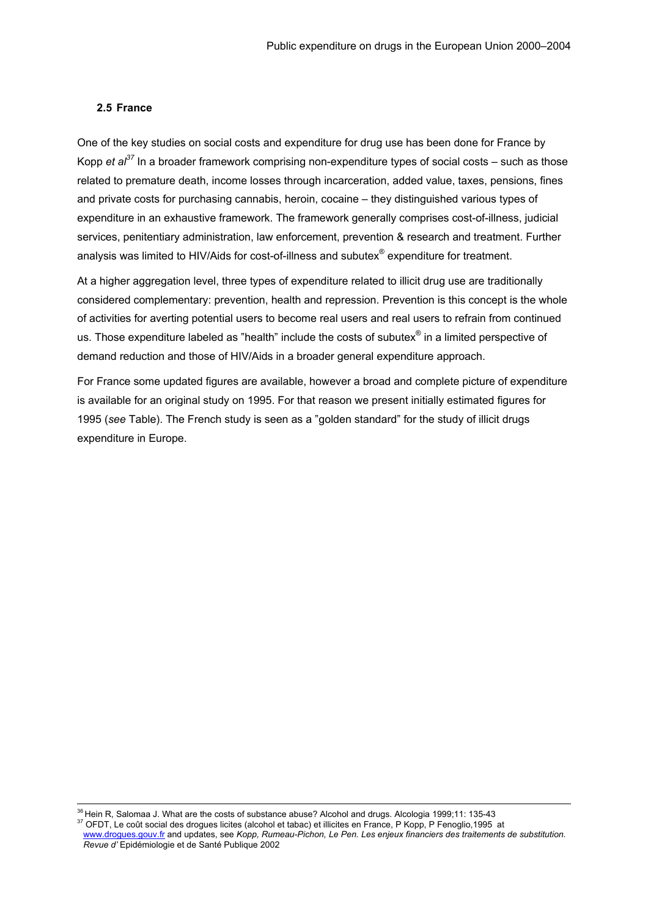## 2.5 France

One of the key studies on social costs and expenditure for drug use has been done for France by Kopp *et al*[37] In a broader framework comprising non-expenditure types of social costs – such as those related to premature death, income losses through incarceration, added value, taxes, pensions, fines and private costs for purchasing cannabis, heroin, cocaine – they distinguished various types of expenditure in an exhaustive framework. The framework generally comprises cost-of-illness, judicial services, penitentiary administration, law enforcement, prevention & research and treatment. Further analysis was limited to HIV/Aids for cost-of-illness and subutex® expenditure for treatment.

At a higher aggregation level, three types of expenditure related to illicit drug use are traditionally considered complementary: prevention, health and repression. Prevention is this concept is the whole of activities for averting potential users to become real users and real users to refrain from continued us. Those expenditure labeled as "health" include the costs of subutex® in a limited perspective of demand reduction and those of HIV/Aids in a broader general expenditure approach.

For France some updated figures are available, however a broad and complete picture of expenditure is available for an original study on 1995. For that reason we present initially estimated figures for 1995 (*see* Table). The French study is seen as a "golden standard" for the study of illicit drugs expenditure in Europe.

---

[36] Hein R, Salomaa J. What are the costs of substance abuse? Alcohol and drugs. Alcologia 1999;11: 135-43

[37] OFDT, Le coût social des drogues licites (alcohol et tabac) et illicites en France, P Kopp, P Fenoglio,1995 at www.drogues.gouv.fr and updates, see *Kopp, Rumeau-Pichon, Le Pen. Les enjeux financiers des traitements de substitution. Revue d'* Epidémiologie et de Santé Publique 2002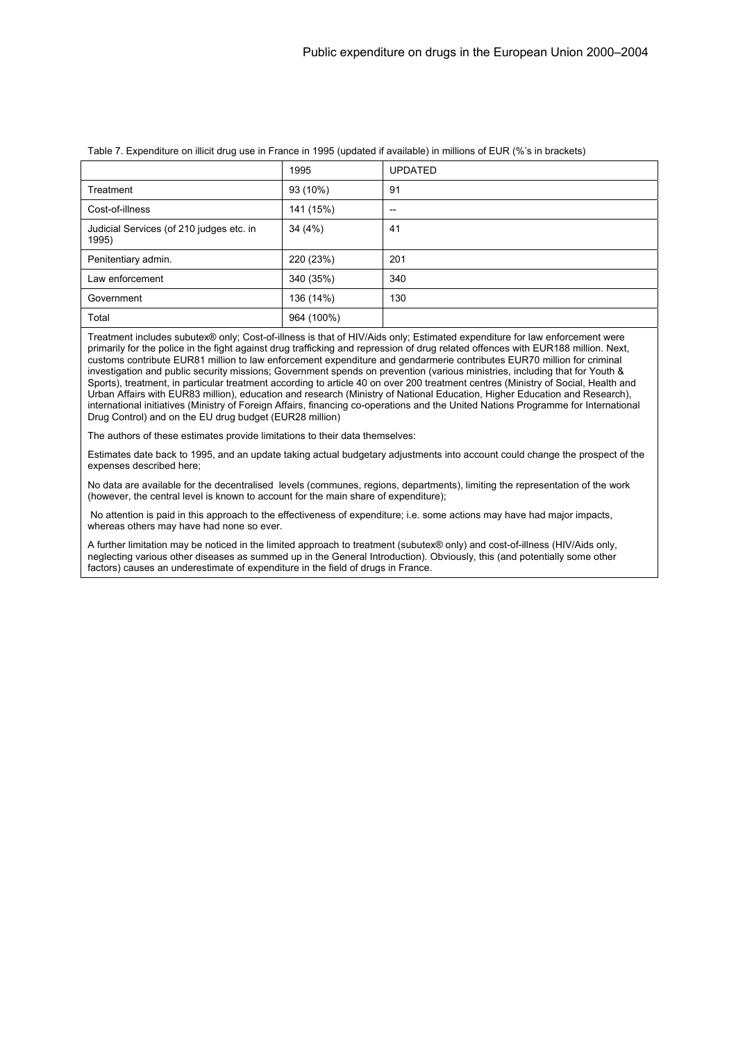Table 7. Expenditure on illicit drug use in France in 1995 (updated if available) in millions of EUR (%'s in brackets)

| | 1995 | UPDATED |
|---|---|---|
| Treatment | 93 (10%) | 91 |
| Cost-of-illness | 141 (15%) | -- |
| Judicial Services (of 210 judges etc. in 1995) | 34 (4%) | 41 |
| Penitentiary admin. | 220 (23%) | 201 |
| Law enforcement | 340 (35%) | 340 |
| Government | 136 (14%) | 130 |
| Total | 964 (100%) | |

Treatment includes subutex® only; Cost-of-illness is that of HIV/Aids only; Estimated expenditure for law enforcement were primarily for the police in the fight against drug trafficking and repression of drug related offences with EUR188 million. Next, customs contribute EUR81 million to law enforcement expenditure and gendarmerie contributes EUR70 million for criminal investigation and public security missions; Government spends on prevention (various ministries, including that for Youth & Sports), treatment, in particular treatment according to article 40 on over 200 treatment centres (Ministry of Social, Health and Urban Affairs with EUR83 million), education and research (Ministry of National Education, Higher Education and Research), international initiatives (Ministry of Foreign Affairs, financing co-operations and the United Nations Programme for International Drug Control) and on the EU drug budget (EUR28 million)

The authors of these estimates provide limitations to their data themselves:

Estimates date back to 1995, and an update taking actual budgetary adjustments into account could change the prospect of the expenses described here;

No data are available for the decentralised levels (communes, regions, departments), limiting the representation of the work (however, the central level is known to account for the main share of expenditure);

No attention is paid in this approach to the effectiveness of expenditure; i.e. some actions may have had major impacts, whereas others may have had none so ever.

A further limitation may be noticed in the limited approach to treatment (subutex® only) and cost-of-illness (HIV/Aids only, neglecting various other diseases as summed up in the General Introduction). Obviously, this (and potentially some other factors) causes an underestimate of expenditure in the field of drugs in France.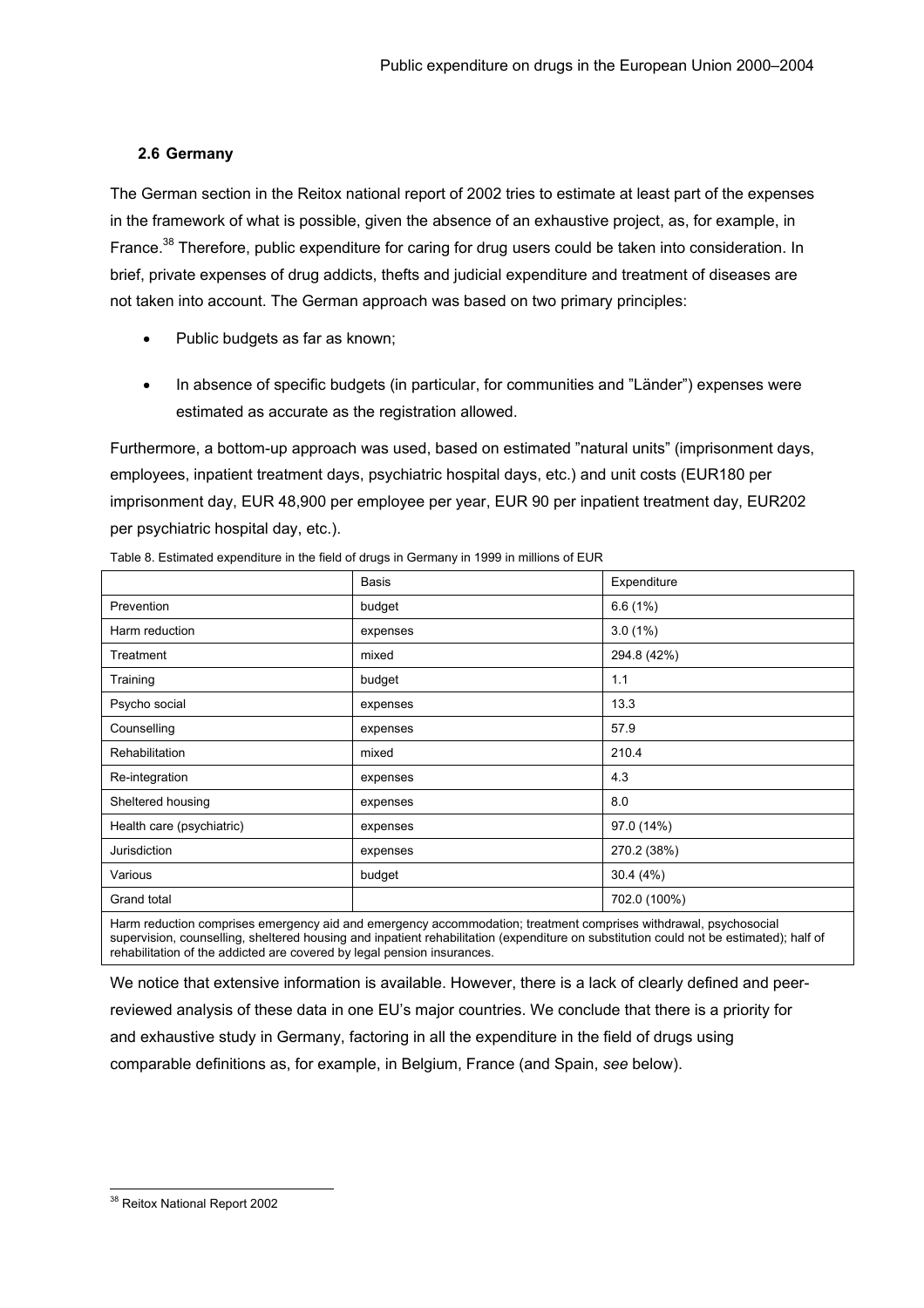### 2.6 Germany

The German section in the Reitox national report of 2002 tries to estimate at least part of the expenses in the framework of what is possible, given the absence of an exhaustive project, as, for example, in France.[38] Therefore, public expenditure for caring for drug users could be taken into consideration. In brief, private expenses of drug addicts, thefts and judicial expenditure and treatment of diseases are not taken into account. The German approach was based on two primary principles:

- Public budgets as far as known;
- In absence of specific budgets (in particular, for communities and "Länder") expenses were estimated as accurate as the registration allowed.

Furthermore, a bottom-up approach was used, based on estimated "natural units" (imprisonment days, employees, inpatient treatment days, psychiatric hospital days, etc.) and unit costs (EUR180 per imprisonment day, EUR 48,900 per employee per year, EUR 90 per inpatient treatment day, EUR202 per psychiatric hospital day, etc.).

Table 8. Estimated expenditure in the field of drugs in Germany in 1999 in millions of EUR

| | Basis | Expenditure |
|---|---|---|
| Prevention | budget | 6.6 (1%) |
| Harm reduction | expenses | 3.0 (1%) |
| Treatment | mixed | 294.8 (42%) |
| Training | budget | 1.1 |
| Psycho social | expenses | 13.3 |
| Counselling | expenses | 57.9 |
| Rehabilitation | mixed | 210.4 |
| Re-integration | expenses | 4.3 |
| Sheltered housing | expenses | 8.0 |
| Health care (psychiatric) | expenses | 97.0 (14%) |
| Jurisdiction | expenses | 270.2 (38%) |
| Various | budget | 30.4 (4%) |
| Grand total | | 702.0 (100%) |

Harm reduction comprises emergency aid and emergency accommodation; treatment comprises withdrawal, psychosocial supervision, counselling, sheltered housing and inpatient rehabilitation (expenditure on substitution could not be estimated); half of rehabilitation of the addicted are covered by legal pension insurances.

We notice that extensive information is available. However, there is a lack of clearly defined and peer-reviewed analysis of these data in one EU's major countries. We conclude that there is a priority for and exhaustive study in Germany, factoring in all the expenditure in the field of drugs using comparable definitions as, for example, in Belgium, France (and Spain, *see* below).

[38] Reitox National Report 2002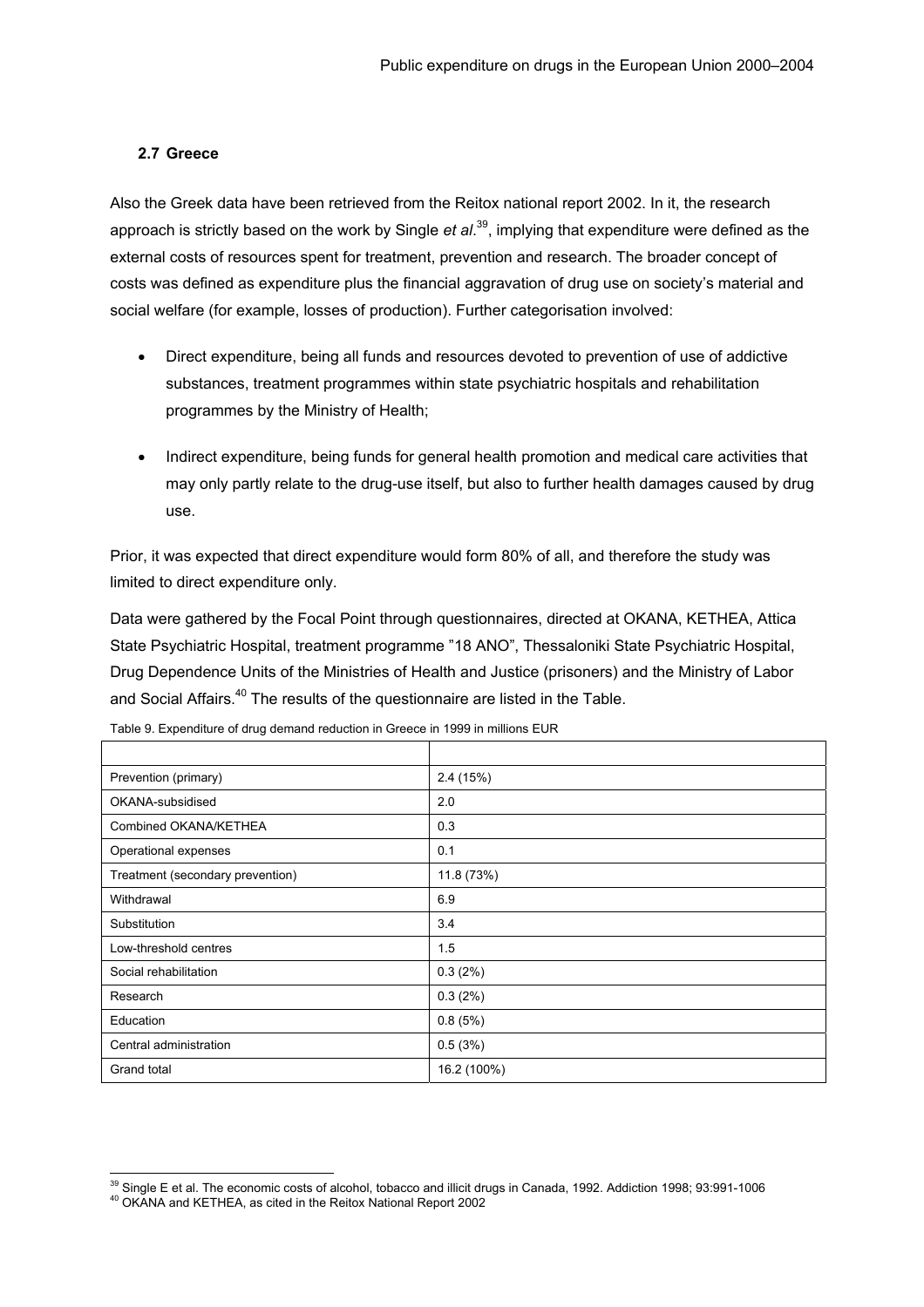## 2.7 Greece

Also the Greek data have been retrieved from the Reitox national report 2002. In it, the research approach is strictly based on the work by Single *et al*.[39], implying that expenditure were defined as the external costs of resources spent for treatment, prevention and research. The broader concept of costs was defined as expenditure plus the financial aggravation of drug use on society's material and social welfare (for example, losses of production). Further categorisation involved:

- Direct expenditure, being all funds and resources devoted to prevention of use of addictive substances, treatment programmes within state psychiatric hospitals and rehabilitation programmes by the Ministry of Health;
- Indirect expenditure, being funds for general health promotion and medical care activities that may only partly relate to the drug-use itself, but also to further health damages caused by drug use.

Prior, it was expected that direct expenditure would form 80% of all, and therefore the study was limited to direct expenditure only.

Data were gathered by the Focal Point through questionnaires, directed at OKANA, KETHEA, Attica State Psychiatric Hospital, treatment programme "18 ANO", Thessaloniki State Psychiatric Hospital, Drug Dependence Units of the Ministries of Health and Justice (prisoners) and the Ministry of Labor and Social Affairs.[40] The results of the questionnaire are listed in the Table.

Table 9. Expenditure of drug demand reduction in Greece in 1999 in millions EUR

| | |
|---|---|
| Prevention (primary) | 2.4 (15%) |
| OKANA-subsidised | 2.0 |
| Combined OKANA/KETHEA | 0.3 |
| Operational expenses | 0.1 |
| Treatment (secondary prevention) | 11.8 (73%) |
| Withdrawal | 6.9 |
| Substitution | 3.4 |
| Low-threshold centres | 1.5 |
| Social rehabilitation | 0.3 (2%) |
| Research | 0.3 (2%) |
| Education | 0.8 (5%) |
| Central administration | 0.5 (3%) |
| Grand total | 16.2 (100%) |

[39] Single E et al. The economic costs of alcohol, tobacco and illicit drugs in Canada, 1992. Addiction 1998; 93:991-1006

[40] OKANA and KETHEA, as cited in the Reitox National Report 2002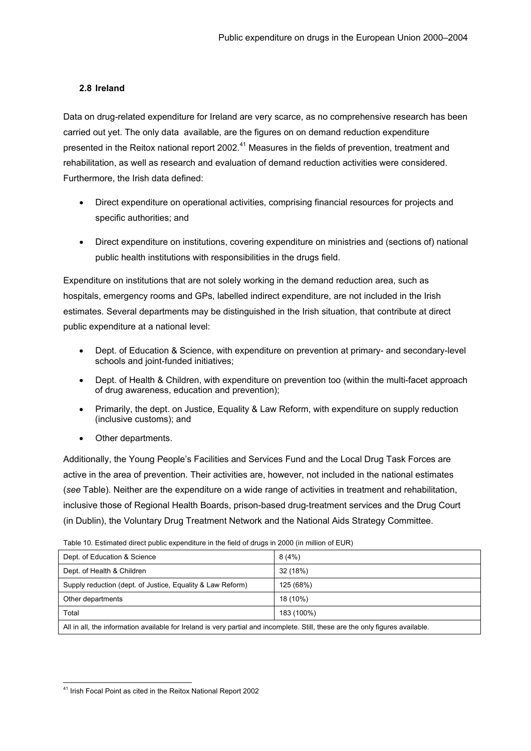### 2.8 Ireland

Data on drug-related expenditure for Ireland are very scarce, as no comprehensive research has been carried out yet. The only data available, are the figures on on demand reduction expenditure presented in the Reitox national report 2002.[41] Measures in the fields of prevention, treatment and rehabilitation, as well as research and evaluation of demand reduction activities were considered. Furthermore, the Irish data defined:

- Direct expenditure on operational activities, comprising financial resources for projects and specific authorities; and
- Direct expenditure on institutions, covering expenditure on ministries and (sections of) national public health institutions with responsibilities in the drugs field.

Expenditure on institutions that are not solely working in the demand reduction area, such as hospitals, emergency rooms and GPs, labelled indirect expenditure, are not included in the Irish estimates. Several departments may be distinguished in the Irish situation, that contribute at direct public expenditure at a national level:

- Dept. of Education & Science, with expenditure on prevention at primary- and secondary-level schools and joint-funded initiatives;
- Dept. of Health & Children, with expenditure on prevention too (within the multi-facet approach of drug awareness, education and prevention);
- Primarily, the dept. on Justice, Equality & Law Reform, with expenditure on supply reduction (inclusive customs); and
- Other departments.

Additionally, the Young People's Facilities and Services Fund and the Local Drug Task Forces are active in the area of prevention. Their activities are, however, not included in the national estimates (*see* Table). Neither are the expenditure on a wide range of activities in treatment and rehabilitation, inclusive those of Regional Health Boards, prison-based drug-treatment services and the Drug Court (in Dublin), the Voluntary Drug Treatment Network and the National Aids Strategy Committee.

Table 10. Estimated direct public expenditure in the field of drugs in 2000 (in million of EUR)

| | |
|---|---|
| Dept. of Education & Science | 8 (4%) |
| Dept. of Health & Children | 32 (18%) |
| Supply reduction (dept. of Justice, Equality & Law Reform) | 125 (68%) |
| Other departments | 18 (10%) |
| Total | 183 (100%) |
| All in all, the information available for Ireland is very partial and incomplete. Still, these are the only figures available. | |

[41] Irish Focal Point as cited in the Reitox National Report 2002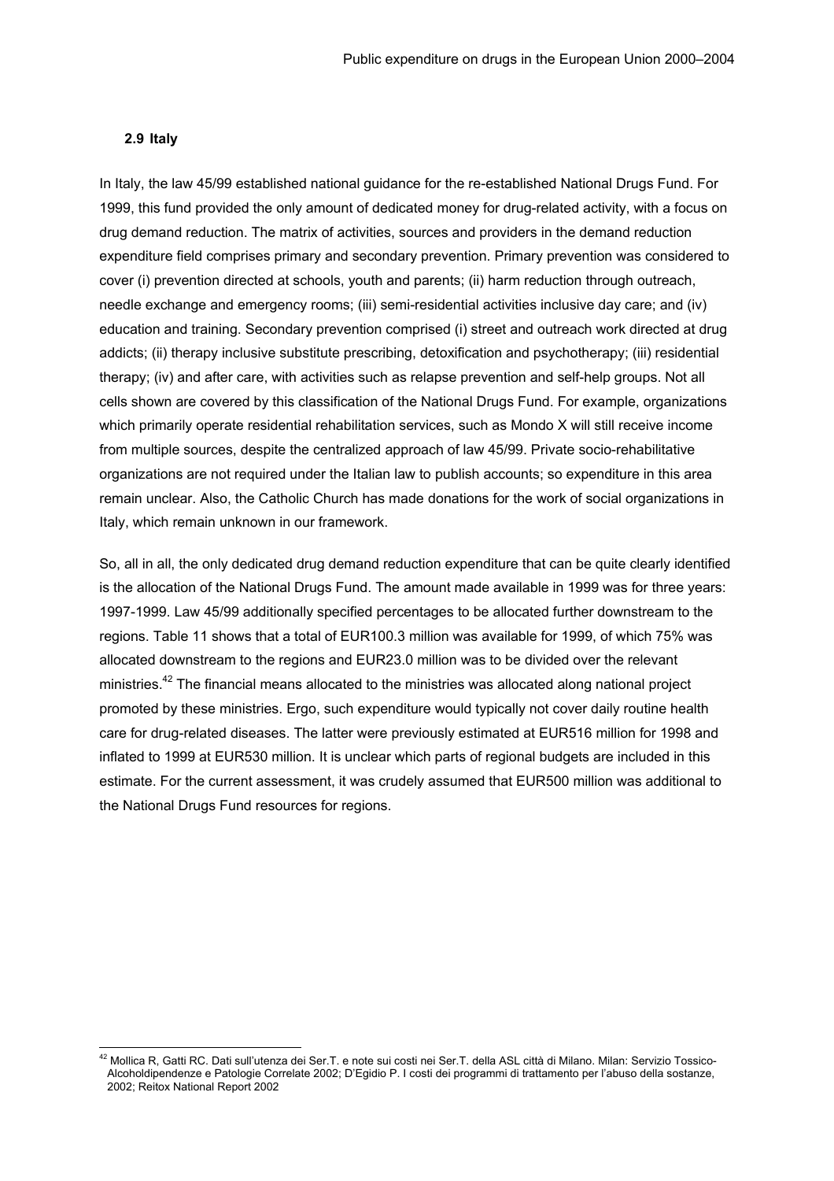### 2.9 Italy

In Italy, the law 45/99 established national guidance for the re-established National Drugs Fund. For 1999, this fund provided the only amount of dedicated money for drug-related activity, with a focus on drug demand reduction. The matrix of activities, sources and providers in the demand reduction expenditure field comprises primary and secondary prevention. Primary prevention was considered to cover (i) prevention directed at schools, youth and parents; (ii) harm reduction through outreach, needle exchange and emergency rooms; (iii) semi-residential activities inclusive day care; and (iv) education and training. Secondary prevention comprised (i) street and outreach work directed at drug addicts; (ii) therapy inclusive substitute prescribing, detoxification and psychotherapy; (iii) residential therapy; (iv) and after care, with activities such as relapse prevention and self-help groups. Not all cells shown are covered by this classification of the National Drugs Fund. For example, organizations which primarily operate residential rehabilitation services, such as Mondo X will still receive income from multiple sources, despite the centralized approach of law 45/99. Private socio-rehabilitative organizations are not required under the Italian law to publish accounts; so expenditure in this area remain unclear. Also, the Catholic Church has made donations for the work of social organizations in Italy, which remain unknown in our framework.

So, all in all, the only dedicated drug demand reduction expenditure that can be quite clearly identified is the allocation of the National Drugs Fund. The amount made available in 1999 was for three years: 1997-1999. Law 45/99 additionally specified percentages to be allocated further downstream to the regions. Table 11 shows that a total of EUR100.3 million was available for 1999, of which 75% was allocated downstream to the regions and EUR23.0 million was to be divided over the relevant ministries.[42] The financial means allocated to the ministries was allocated along national project promoted by these ministries. Ergo, such expenditure would typically not cover daily routine health care for drug-related diseases. The latter were previously estimated at EUR516 million for 1998 and inflated to 1999 at EUR530 million. It is unclear which parts of regional budgets are included in this estimate. For the current assessment, it was crudely assumed that EUR500 million was additional to the National Drugs Fund resources for regions.

---

[42] Mollica R, Gatti RC. Dati sull'utenza dei Ser.T. e note sui costi nei Ser.T. della ASL città di Milano. Milan: Servizio Tossico-Alcoholdipendenze e Patologie Correlate 2002; D'Egidio P. I costi dei programmi di trattamento per l'abuso della sostanze, 2002; Reitox National Report 2002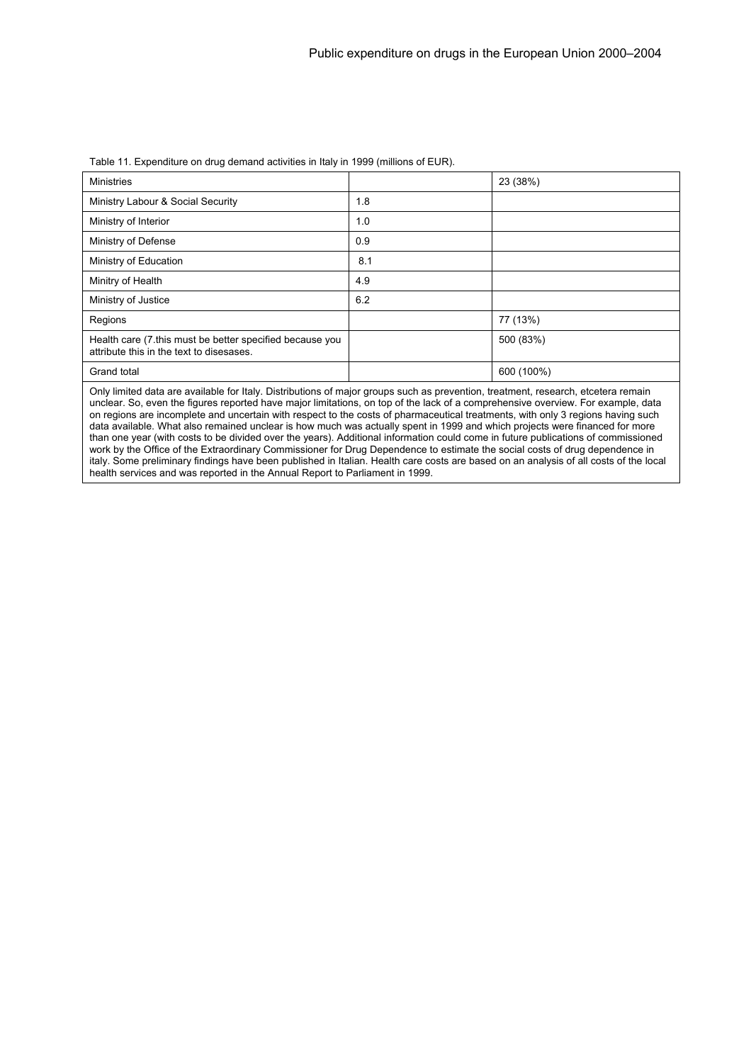Table 11. Expenditure on drug demand activities in Italy in 1999 (millions of EUR).

| Ministries | | 23 (38%) |
|---|---|---|
| Ministry Labour & Social Security | 1.8 | |
| Ministry of Interior | 1.0 | |
| Ministry of Defense | 0.9 | |
| Ministry of Education | 8.1 | |
| Minitry of Health | 4.9 | |
| Ministry of Justice | 6.2 | |
| Regions | | 77 (13%) |
| Health care (7.this must be better specified because you attribute this in the text to disesases. | | 500 (83%) |
| Grand total | | 600 (100%) |

Only limited data are available for Italy. Distributions of major groups such as prevention, treatment, research, etcetera remain unclear. So, even the figures reported have major limitations, on top of the lack of a comprehensive overview. For example, data on regions are incomplete and uncertain with respect to the costs of pharmaceutical treatments, with only 3 regions having such data available. What also remained unclear is how much was actually spent in 1999 and which projects were financed for more than one year (with costs to be divided over the years). Additional information could come in future publications of commissioned work by the Office of the Extraordinary Commissioner for Drug Dependence to estimate the social costs of drug dependence in italy. Some preliminary findings have been published in Italian. Health care costs are based on an analysis of all costs of the local health services and was reported in the Annual Report to Parliament in 1999.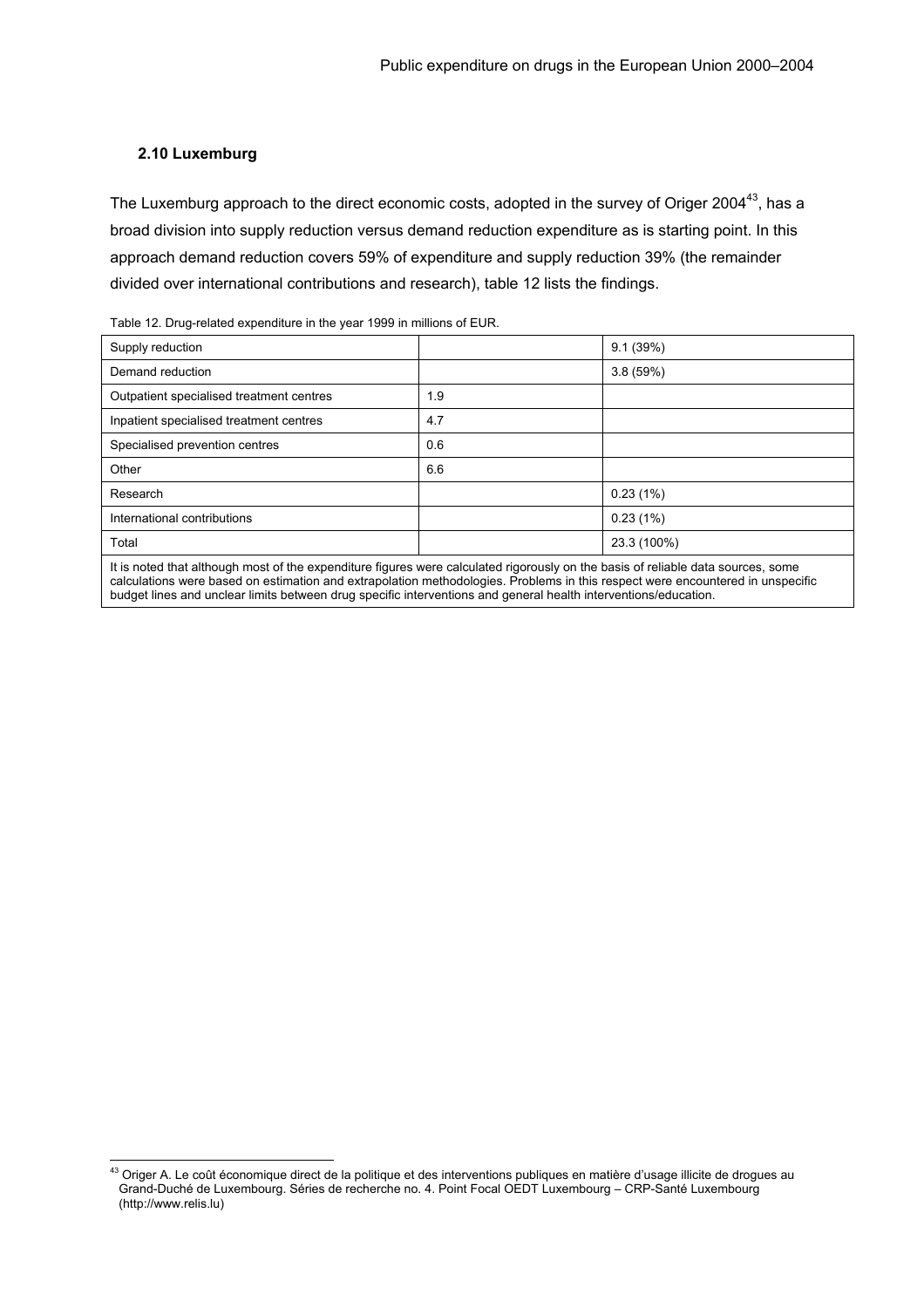### 2.10 Luxemburg

The Luxemburg approach to the direct economic costs, adopted in the survey of Origer 2004[43], has a broad division into supply reduction versus demand reduction expenditure as is starting point. In this approach demand reduction covers 59% of expenditure and supply reduction 39% (the remainder divided over international contributions and research), table 12 lists the findings.

Table 12. Drug-related expenditure in the year 1999 in millions of EUR.

| | | |
|---|---|---|
| Supply reduction | | 9.1 (39%) |
| Demand reduction | | 3.8 (59%) |
| Outpatient specialised treatment centres | 1.9 | |
| Inpatient specialised treatment centres | 4.7 | |
| Specialised prevention centres | 0.6 | |
| Other | 6.6 | |
| Research | | 0.23 (1%) |
| International contributions | | 0.23 (1%) |
| Total | | 23.3 (100%) |
| It is noted that although most of the expenditure figures were calculated rigorously on the basis of reliable data sources, some calculations were based on estimation and extrapolation methodologies. Problems in this respect were encountered in unspecific budget lines and unclear limits between drug specific interventions and general health interventions/education. | | |

[43] Origer A. Le coût économique direct de la politique et des interventions publiques en matière d'usage illicite de drogues au Grand-Duché de Luxembourg. Séries de recherche no. 4. Point Focal OEDT Luxembourg – CRP-Santé Luxembourg (http://www.relis.lu)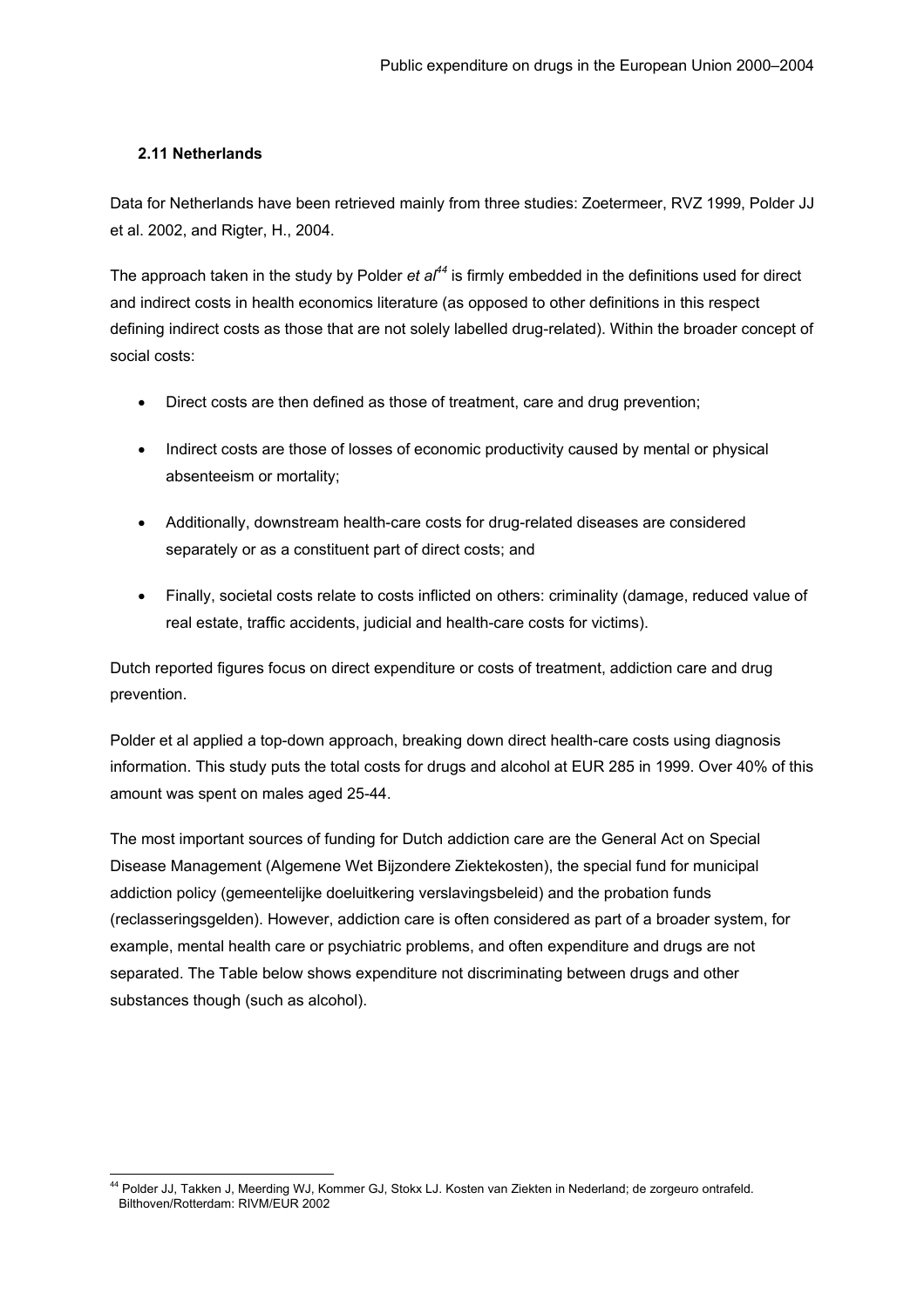### 2.11 Netherlands

Data for Netherlands have been retrieved mainly from three studies: Zoetermeer, RVZ 1999, Polder JJ et al. 2002, and Rigter, H., 2004.

The approach taken in the study by Polder *et al*[44] is firmly embedded in the definitions used for direct and indirect costs in health economics literature (as opposed to other definitions in this respect defining indirect costs as those that are not solely labelled drug-related). Within the broader concept of social costs:

- Direct costs are then defined as those of treatment, care and drug prevention;
- Indirect costs are those of losses of economic productivity caused by mental or physical absenteeism or mortality;
- Additionally, downstream health-care costs for drug-related diseases are considered separately or as a constituent part of direct costs; and
- Finally, societal costs relate to costs inflicted on others: criminality (damage, reduced value of real estate, traffic accidents, judicial and health-care costs for victims).

Dutch reported figures focus on direct expenditure or costs of treatment, addiction care and drug prevention.

Polder et al applied a top-down approach, breaking down direct health-care costs using diagnosis information. This study puts the total costs for drugs and alcohol at EUR 285 in 1999. Over 40% of this amount was spent on males aged 25-44.

The most important sources of funding for Dutch addiction care are the General Act on Special Disease Management (Algemene Wet Bijzondere Ziektekosten), the special fund for municipal addiction policy (gemeentelijke doeluitkering verslavingsbeleid) and the probation funds (reclasseringsgelden). However, addiction care is often considered as part of a broader system, for example, mental health care or psychiatric problems, and often expenditure and drugs are not separated. The Table below shows expenditure not discriminating between drugs and other substances though (such as alcohol).

[44] Polder JJ, Takken J, Meerding WJ, Kommer GJ, Stokx LJ. Kosten van Ziekten in Nederland; de zorgeuro ontrafeld. Bilthoven/Rotterdam: RIVM/EUR 2002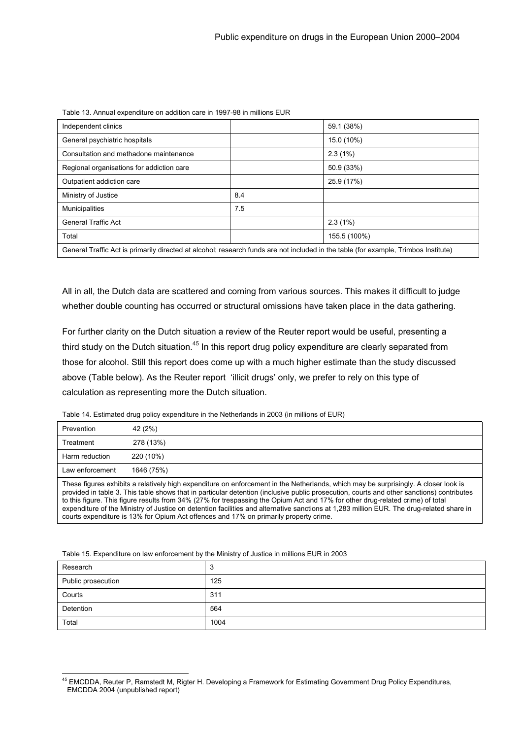Table 13. Annual expenditure on addition care in 1997-98 in millions EUR

| | | |
|---|---|---|
| Independent clinics | | 59.1 (38%) |
| General psychiatric hospitals | | 15.0 (10%) |
| Consultation and methadone maintenance | | 2.3 (1%) |
| Regional organisations for addiction care | | 50.9 (33%) |
| Outpatient addiction care | | 25.9 (17%) |
| Ministry of Justice | 8.4 | |
| Municipalities | 7.5 | |
| General Traffic Act | | 2.3 (1%) |
| Total | | 155.5 (100%) |
| General Traffic Act is primarily directed at alcohol; research funds are not included in the table (for example, Trimbos Institute) | | |

All in all, the Dutch data are scattered and coming from various sources. This makes it difficult to judge whether double counting has occurred or structural omissions have taken place in the data gathering.

For further clarity on the Dutch situation a review of the Reuter report would be useful, presenting a third study on the Dutch situation.[45] In this report drug policy expenditure are clearly separated from those for alcohol. Still this report does come up with a much higher estimate than the study discussed above (Table below). As the Reuter report 'illicit drugs' only, we prefer to rely on this type of calculation as representing more the Dutch situation.

Table 14. Estimated drug policy expenditure in the Netherlands in 2003 (in millions of EUR)

| | |
|---|---|
| Prevention | 42 (2%) |
| Treatment | 278 (13%) |
| Harm reduction | 220 (10%) |
| Law enforcement | 1646 (75%) |
| These figures exhibits a relatively high expenditure on enforcement in the Netherlands, which may be surprisingly. A closer look is provided in table 3. This table shows that in particular detention (inclusive public prosecution, courts and other sanctions) contributes to this figure. This figure results from 34% (27% for trespassing the Opium Act and 17% for other drug-related crime) of total expenditure of the Ministry of Justice on detention facilities and alternative sanctions at 1,283 million EUR. The drug-related share in courts expenditure is 13% for Opium Act offences and 17% on primarily property crime. | |

Table 15. Expenditure on law enforcement by the Ministry of Justice in millions EUR in 2003

| | |
|---|---|
| Research | 3 |
| Public prosecution | 125 |
| Courts | 311 |
| Detention | 564 |
| Total | 1004 |

[45] EMCDDA, Reuter P, Ramstedt M, Rigter H. Developing a Framework for Estimating Government Drug Policy Expenditures, EMCDDA 2004 (unpublished report)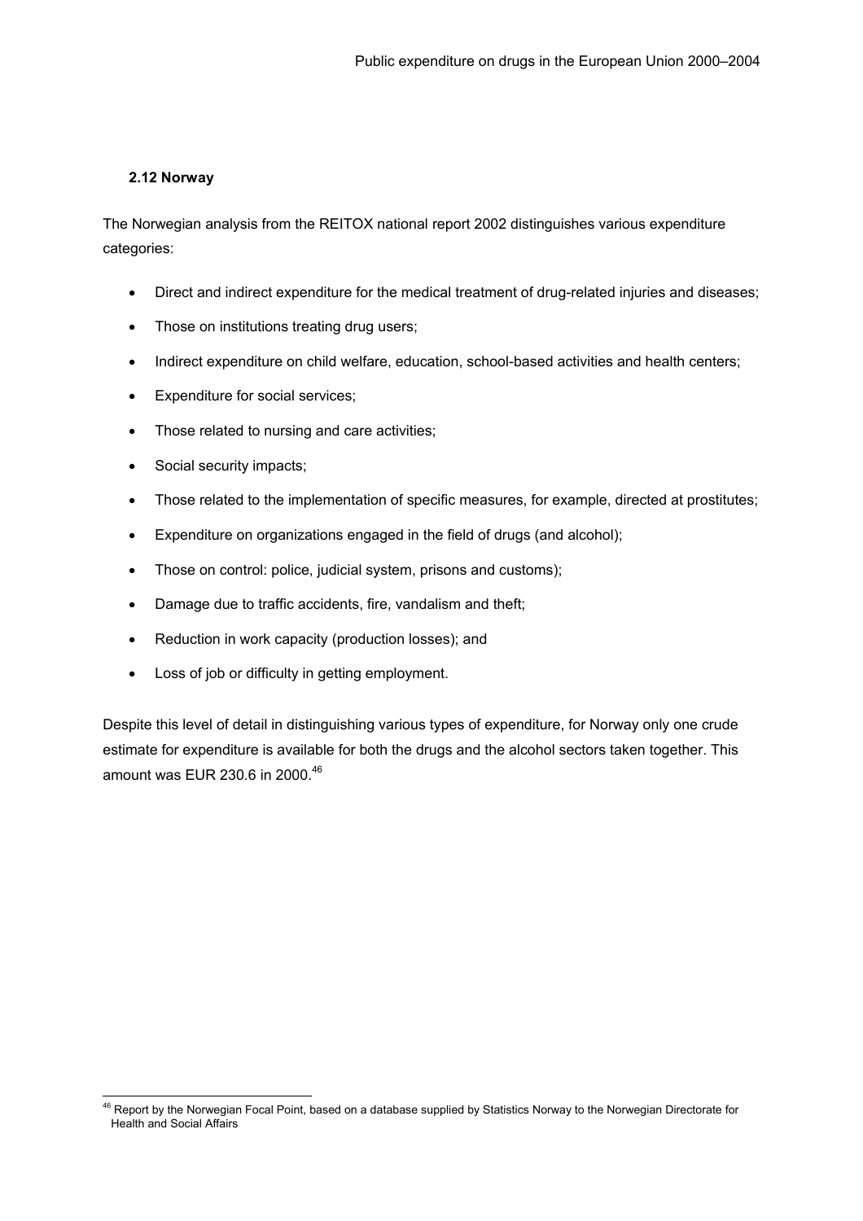### 2.12 Norway

The Norwegian analysis from the REITOX national report 2002 distinguishes various expenditure categories:

- Direct and indirect expenditure for the medical treatment of drug-related injuries and diseases;
- Those on institutions treating drug users;
- Indirect expenditure on child welfare, education, school-based activities and health centers;
- Expenditure for social services;
- Those related to nursing and care activities;
- Social security impacts;
- Those related to the implementation of specific measures, for example, directed at prostitutes;
- Expenditure on organizations engaged in the field of drugs (and alcohol);
- Those on control: police, judicial system, prisons and customs);
- Damage due to traffic accidents, fire, vandalism and theft;
- Reduction in work capacity (production losses); and
- Loss of job or difficulty in getting employment.

Despite this level of detail in distinguishing various types of expenditure, for Norway only one crude estimate for expenditure is available for both the drugs and the alcohol sectors taken together. This amount was EUR 230.6 in 2000.[46]

---

[46] Report by the Norwegian Focal Point, based on a database supplied by Statistics Norway to the Norwegian Directorate for Health and Social Affairs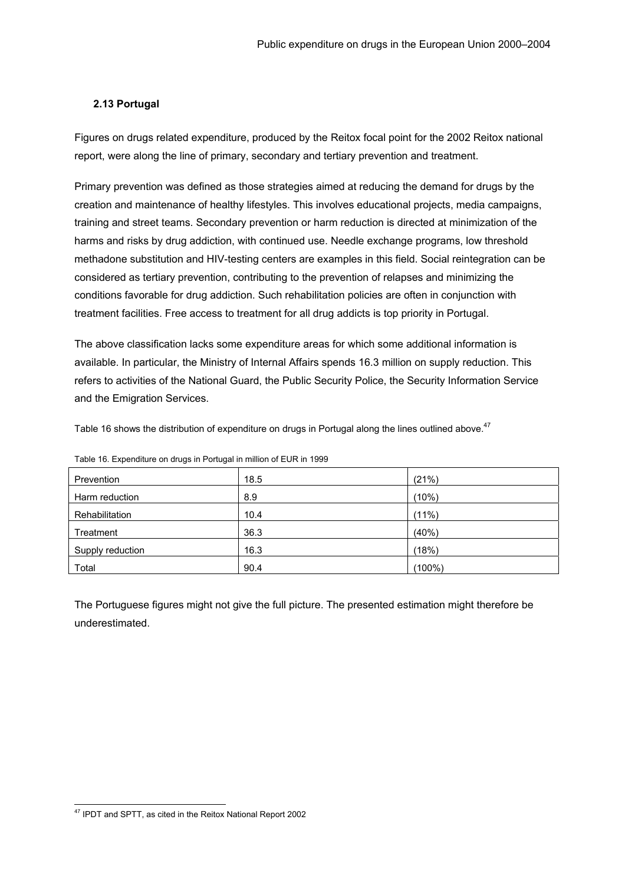### 2.13 Portugal

Figures on drugs related expenditure, produced by the Reitox focal point for the 2002 Reitox national report, were along the line of primary, secondary and tertiary prevention and treatment.

Primary prevention was defined as those strategies aimed at reducing the demand for drugs by the creation and maintenance of healthy lifestyles. This involves educational projects, media campaigns, training and street teams. Secondary prevention or harm reduction is directed at minimization of the harms and risks by drug addiction, with continued use. Needle exchange programs, low threshold methadone substitution and HIV-testing centers are examples in this field. Social reintegration can be considered as tertiary prevention, contributing to the prevention of relapses and minimizing the conditions favorable for drug addiction. Such rehabilitation policies are often in conjunction with treatment facilities. Free access to treatment for all drug addicts is top priority in Portugal.

The above classification lacks some expenditure areas for which some additional information is available. In particular, the Ministry of Internal Affairs spends 16.3 million on supply reduction. This refers to activities of the National Guard, the Public Security Police, the Security Information Service and the Emigration Services.

Table 16 shows the distribution of expenditure on drugs in Portugal along the lines outlined above.[47]

Table 16. Expenditure on drugs in Portugal in million of EUR in 1999

| | | |
|---|---|---|
| Prevention | 18.5 | (21%) |
| Harm reduction | 8.9 | (10%) |
| Rehabilitation | 10.4 | (11%) |
| Treatment | 36.3 | (40%) |
| Supply reduction | 16.3 | (18%) |
| Total | 90.4 | (100%) |

The Portuguese figures might not give the full picture. The presented estimation might therefore be underestimated.

[47] IPDT and SPTT, as cited in the Reitox National Report 2002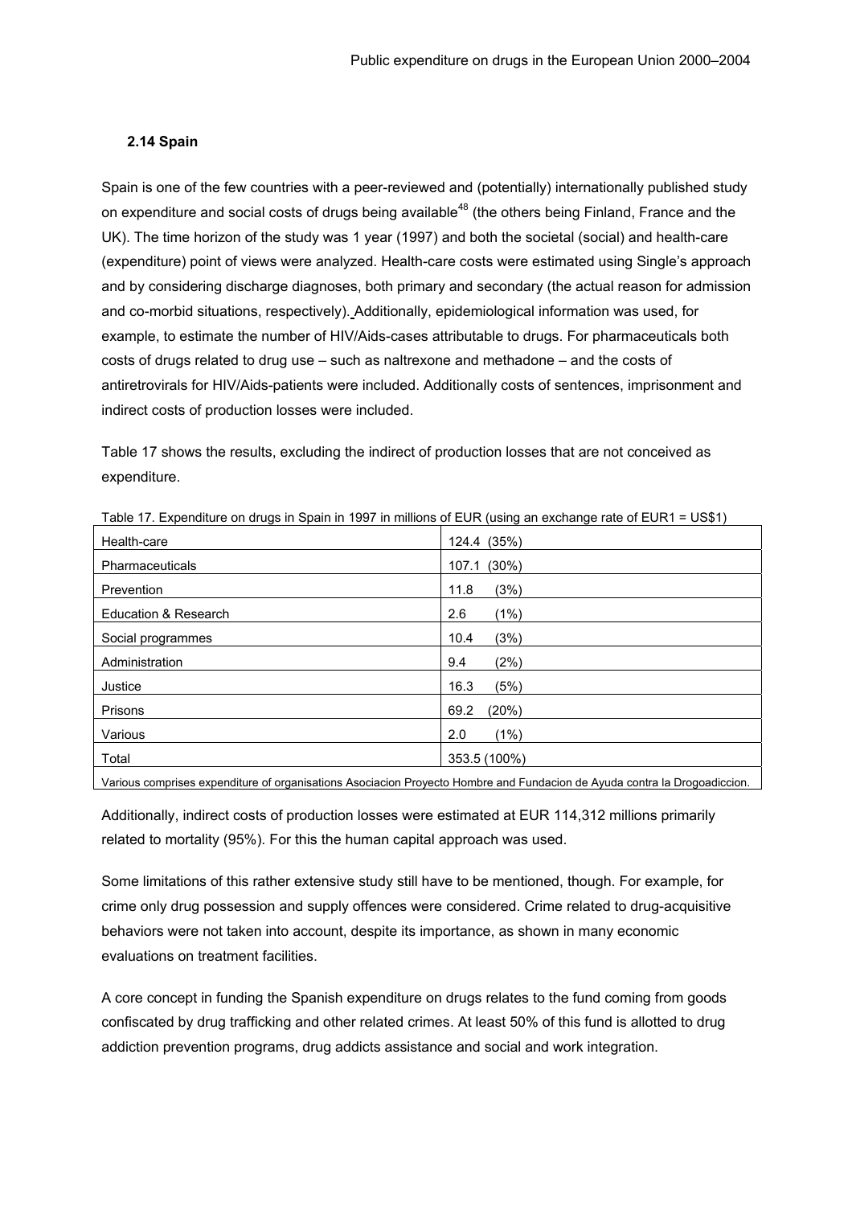### 2.14 Spain

Spain is one of the few countries with a peer-reviewed and (potentially) internationally published study on expenditure and social costs of drugs being available[48] (the others being Finland, France and the UK). The time horizon of the study was 1 year (1997) and both the societal (social) and health-care (expenditure) point of views were analyzed. Health-care costs were estimated using Single's approach and by considering discharge diagnoses, both primary and secondary (the actual reason for admission and co-morbid situations, respectively). Additionally, epidemiological information was used, for example, to estimate the number of HIV/Aids-cases attributable to drugs. For pharmaceuticals both costs of drugs related to drug use – such as naltrexone and methadone – and the costs of antiretrovirals for HIV/Aids-patients were included. Additionally costs of sentences, imprisonment and indirect costs of production losses were included.

Table 17 shows the results, excluding the indirect of production losses that are not conceived as expenditure.

Table 17. Expenditure on drugs in Spain in 1997 in millions of EUR (using an exchange rate of EUR1 = US$1)

| | |
|---|---|
| Health-care | 124.4 (35%) |
| Pharmaceuticals | 107.1 (30%) |
| Prevention | 11.8 (3%) |
| Education & Research | 2.6 (1%) |
| Social programmes | 10.4 (3%) |
| Administration | 9.4 (2%) |
| Justice | 16.3 (5%) |
| Prisons | 69.2 (20%) |
| Various | 2.0 (1%) |
| Total | 353.5 (100%) |

Various comprises expenditure of organisations Asociacion Proyecto Hombre and Fundacion de Ayuda contra la Drogoadiccion.

Additionally, indirect costs of production losses were estimated at EUR 114,312 millions primarily related to mortality (95%). For this the human capital approach was used.

Some limitations of this rather extensive study still have to be mentioned, though. For example, for crime only drug possession and supply offences were considered. Crime related to drug-acquisitive behaviors were not taken into account, despite its importance, as shown in many economic evaluations on treatment facilities.

A core concept in funding the Spanish expenditure on drugs relates to the fund coming from goods confiscated by drug trafficking and other related crimes. At least 50% of this fund is allotted to drug addiction prevention programs, drug addicts assistance and social and work integration.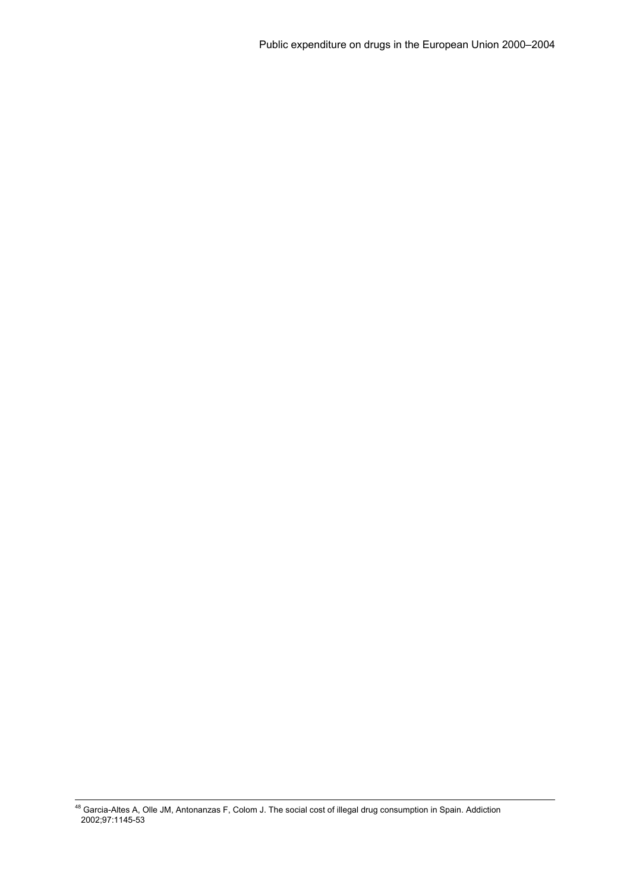[48] Garcia-Altes A, Olle JM, Antonanzas F, Colom J. The social cost of illegal drug consumption in Spain. Addiction 2002;97:1145-53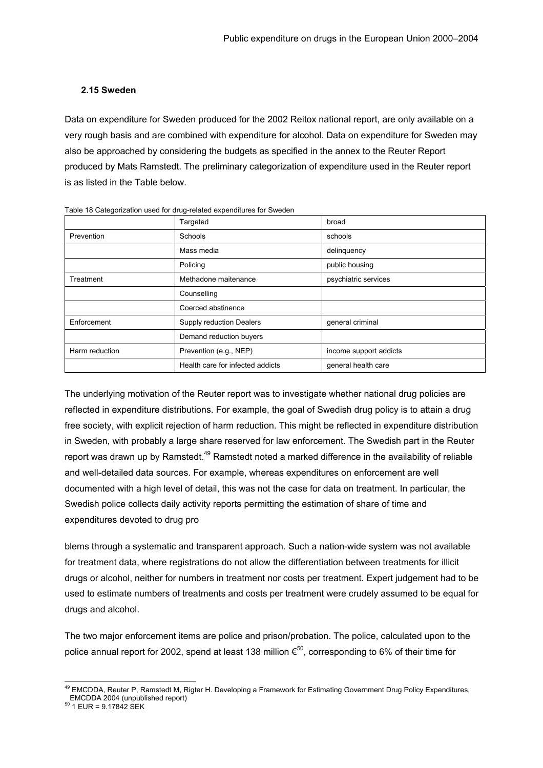### 2.15 Sweden

Data on expenditure for Sweden produced for the 2002 Reitox national report, are only available on a very rough basis and are combined with expenditure for alcohol. Data on expenditure for Sweden may also be approached by considering the budgets as specified in the annex to the Reuter Report produced by Mats Ramstedt. The preliminary categorization of expenditure used in the Reuter report is as listed in the Table below.

Table 18 Categorization used for drug-related expenditures for Sweden

| | Targeted | broad |
|---|---|---|
| Prevention | Schools | schools |
| | Mass media | delinquency |
| | Policing | public housing |
| Treatment | Methadone maitenance | psychiatric services |
| | Counselling | |
| | Coerced abstinence | |
| Enforcement | Supply reduction Dealers | general criminal |
| | Demand reduction buyers | |
| Harm reduction | Prevention (e.g., NEP) | income support addicts |
| | Health care for infected addicts | general health care |

The underlying motivation of the Reuter report was to investigate whether national drug policies are reflected in expenditure distributions. For example, the goal of Swedish drug policy is to attain a drug free society, with explicit rejection of harm reduction. This might be reflected in expenditure distribution in Sweden, with probably a large share reserved for law enforcement. The Swedish part in the Reuter report was drawn up by Ramstedt.[49] Ramstedt noted a marked difference in the availability of reliable and well-detailed data sources. For example, whereas expenditures on enforcement are well documented with a high level of detail, this was not the case for data on treatment. In particular, the Swedish police collects daily activity reports permitting the estimation of share of time and expenditures devoted to drug pro

blems through a systematic and transparent approach. Such a nation-wide system was not available for treatment data, where registrations do not allow the differentiation between treatments for illicit drugs or alcohol, neither for numbers in treatment nor costs per treatment. Expert judgement had to be used to estimate numbers of treatments and costs per treatment were crudely assumed to be equal for drugs and alcohol.

The two major enforcement items are police and prison/probation. The police, calculated upon to the police annual report for 2002, spend at least 138 million €[50], corresponding to 6% of their time for

[49] EMCDDA, Reuter P, Ramstedt M, Rigter H. Developing a Framework for Estimating Government Drug Policy Expenditures, EMCDDA 2004 (unpublished report)

[50] 1 EUR = 9.17842 SEK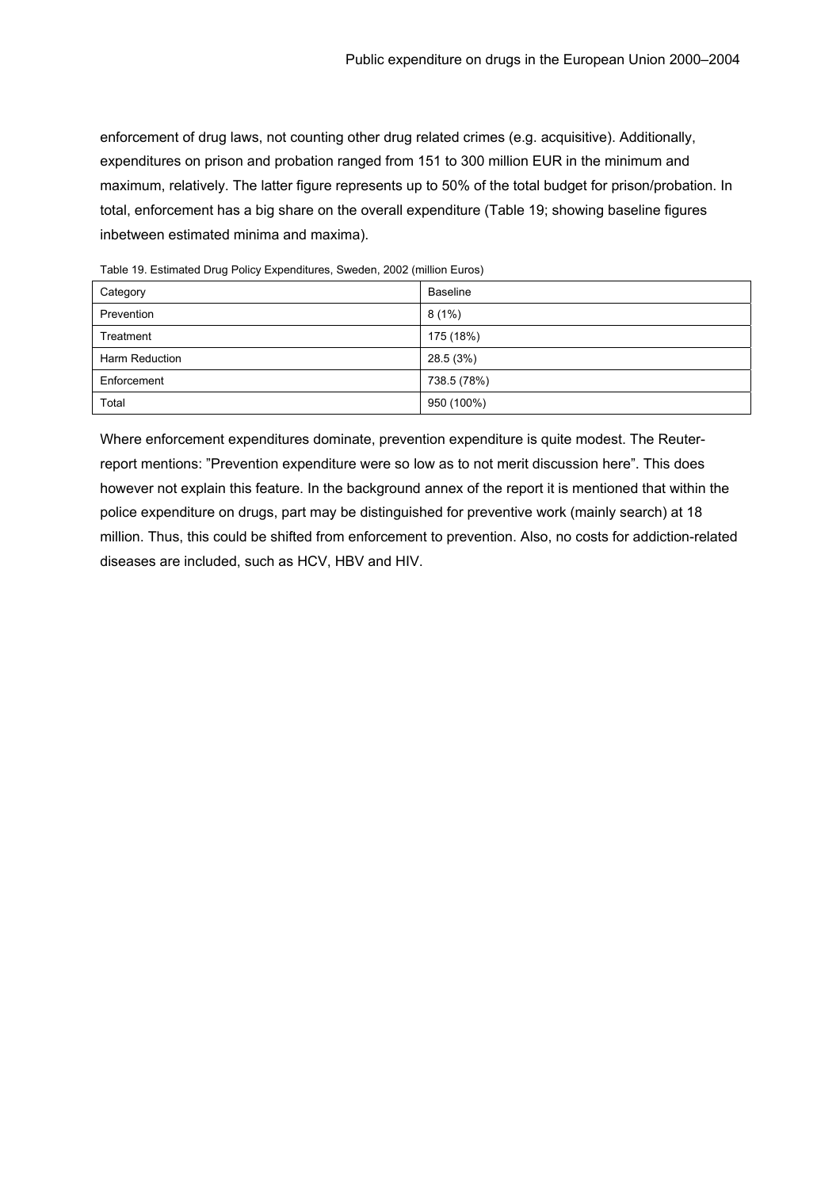enforcement of drug laws, not counting other drug related crimes (e.g. acquisitive). Additionally, expenditures on prison and probation ranged from 151 to 300 million EUR in the minimum and maximum, relatively. The latter figure represents up to 50% of the total budget for prison/probation. In total, enforcement has a big share on the overall expenditure (Table 19; showing baseline figures inbetween estimated minima and maxima).

Table 19. Estimated Drug Policy Expenditures, Sweden, 2002 (million Euros)

| Category | Baseline |
|---|---|
| Prevention | 8 (1%) |
| Treatment | 175 (18%) |
| Harm Reduction | 28.5 (3%) |
| Enforcement | 738.5 (78%) |
| Total | 950 (100%) |

Where enforcement expenditures dominate, prevention expenditure is quite modest. The Reuter-report mentions: ”Prevention expenditure were so low as to not merit discussion here”. This does however not explain this feature. In the background annex of the report it is mentioned that within the police expenditure on drugs, part may be distinguished for preventive work (mainly search) at 18 million. Thus, this could be shifted from enforcement to prevention. Also, no costs for addiction-related diseases are included, such as HCV, HBV and HIV.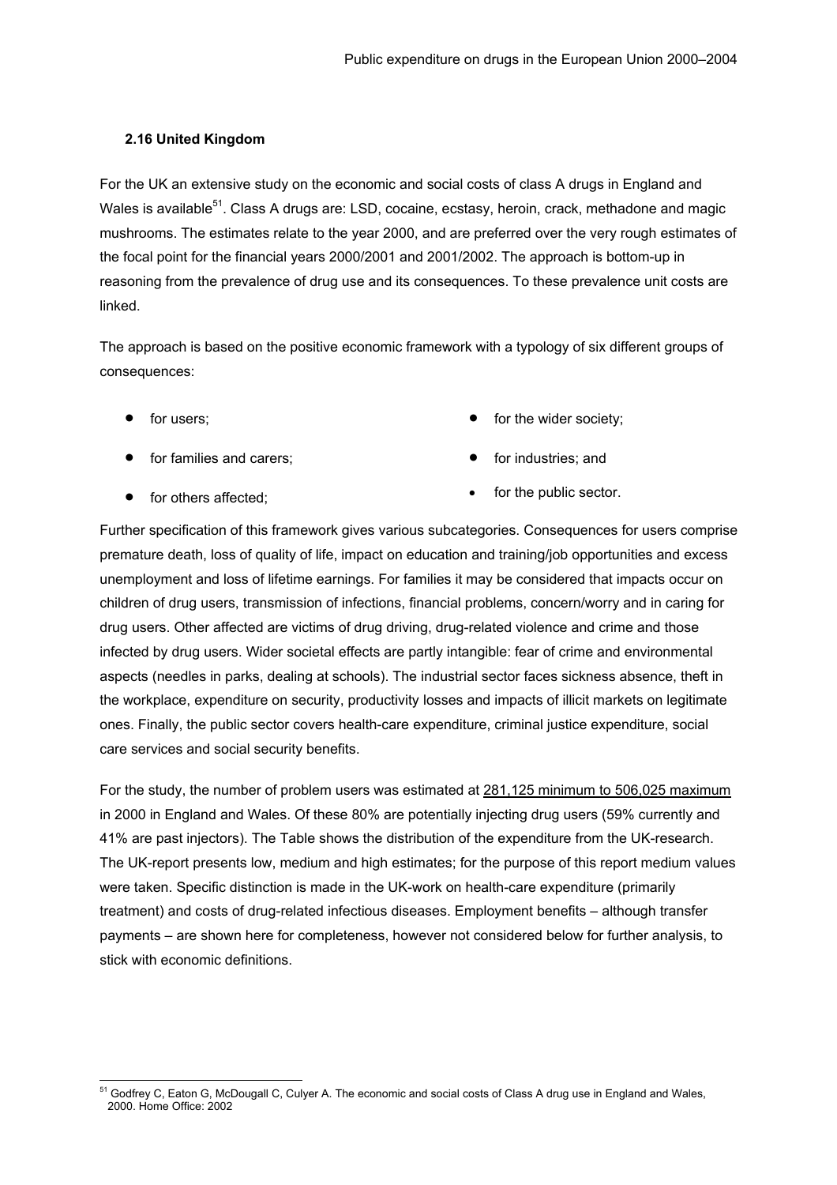### 2.16 United Kingdom

For the UK an extensive study on the economic and social costs of class A drugs in England and Wales is available[51]. Class A drugs are: LSD, cocaine, ecstasy, heroin, crack, methadone and magic mushrooms. The estimates relate to the year 2000, and are preferred over the very rough estimates of the focal point for the financial years 2000/2001 and 2001/2002. The approach is bottom-up in reasoning from the prevalence of drug use and its consequences. To these prevalence unit costs are linked.

The approach is based on the positive economic framework with a typology of six different groups of consequences:

- for users;
- for families and carers;
- for others affected;
- for the wider society;
- for industries; and
- for the public sector.

Further specification of this framework gives various subcategories. Consequences for users comprise premature death, loss of quality of life, impact on education and training/job opportunities and excess unemployment and loss of lifetime earnings. For families it may be considered that impacts occur on children of drug users, transmission of infections, financial problems, concern/worry and in caring for drug users. Other affected are victims of drug driving, drug-related violence and crime and those infected by drug users. Wider societal effects are partly intangible: fear of crime and environmental aspects (needles in parks, dealing at schools). The industrial sector faces sickness absence, theft in the workplace, expenditure on security, productivity losses and impacts of illicit markets on legitimate ones. Finally, the public sector covers health-care expenditure, criminal justice expenditure, social care services and social security benefits.

For the study, the number of problem users was estimated at 281,125 minimum to 506,025 maximum in 2000 in England and Wales. Of these 80% are potentially injecting drug users (59% currently and 41% are past injectors). The Table shows the distribution of the expenditure from the UK-research. The UK-report presents low, medium and high estimates; for the purpose of this report medium values were taken. Specific distinction is made in the UK-work on health-care expenditure (primarily treatment) and costs of drug-related infectious diseases. Employment benefits – although transfer payments – are shown here for completeness, however not considered below for further analysis, to stick with economic definitions.

[51] Godfrey C, Eaton G, McDougall C, Culyer A. The economic and social costs of Class A drug use in England and Wales, 2000. Home Office: 2002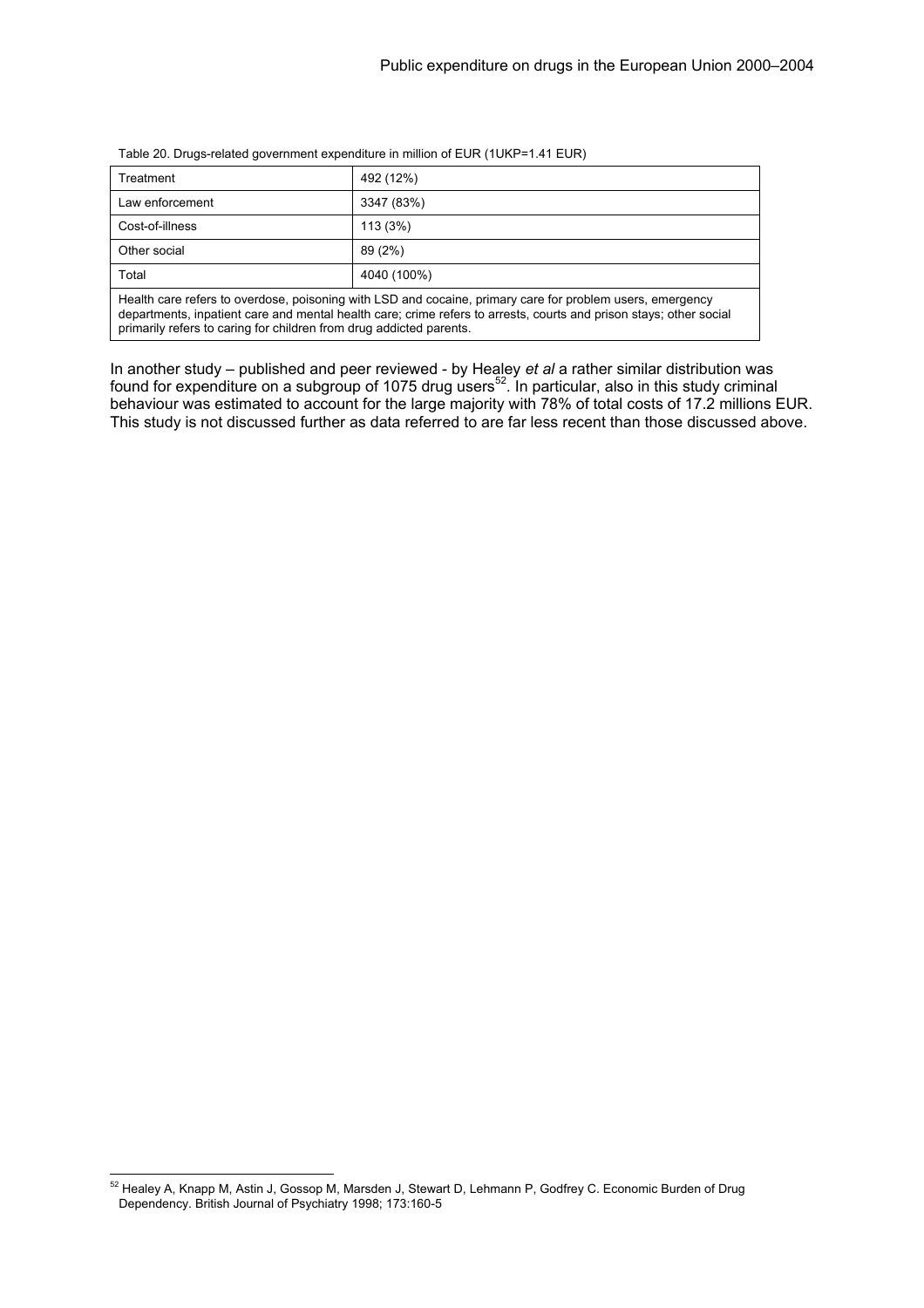Table 20. Drugs-related government expenditure in million of EUR (1UKP=1.41 EUR)

| | |
|---|---|
| Treatment | 492 (12%) |
| Law enforcement | 3347 (83%) |
| Cost-of-illness | 113 (3%) |
| Other social | 89 (2%) |
| Total | 4040 (100%) |

Health care refers to overdose, poisoning with LSD and cocaine, primary care for problem users, emergency departments, inpatient care and mental health care; crime refers to arrests, courts and prison stays; other social primarily refers to caring for children from drug addicted parents.

In another study – published and peer reviewed - by Healey *et al* a rather similar distribution was found for expenditure on a subgroup of 1075 drug users[52]. In particular, also in this study criminal behaviour was estimated to account for the large majority with 78% of total costs of 17.2 millions EUR. This study is not discussed further as data referred to are far less recent than those discussed above.

[52] Healey A, Knapp M, Astin J, Gossop M, Marsden J, Stewart D, Lehmann P, Godfrey C. Economic Burden of Drug Dependency. British Journal of Psychiatry 1998; 173:160-5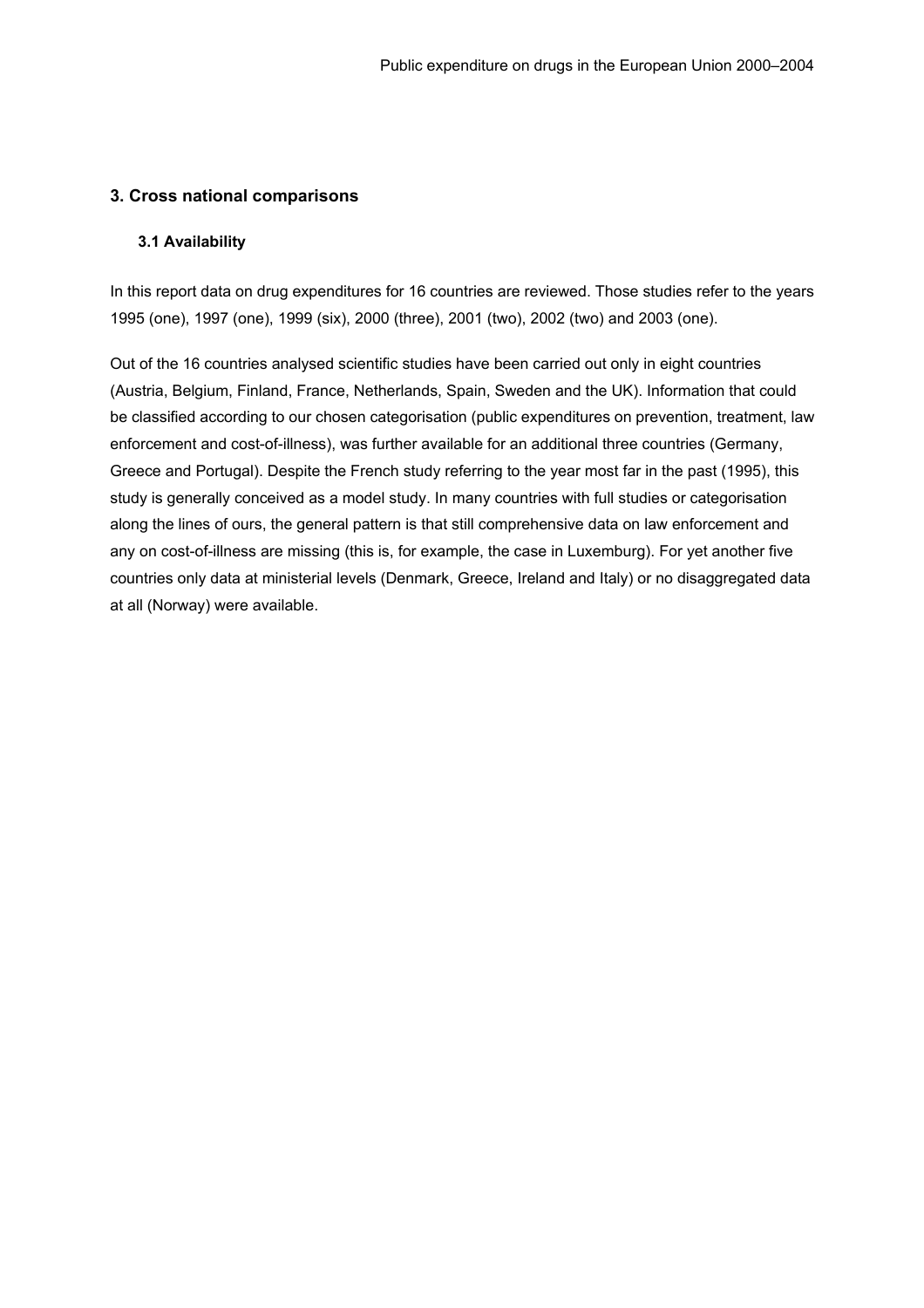## 3. Cross national comparisons

### 3.1 Availability

In this report data on drug expenditures for 16 countries are reviewed. Those studies refer to the years 1995 (one), 1997 (one), 1999 (six), 2000 (three), 2001 (two), 2002 (two) and 2003 (one).

Out of the 16 countries analysed scientific studies have been carried out only in eight countries (Austria, Belgium, Finland, France, Netherlands, Spain, Sweden and the UK). Information that could be classified according to our chosen categorisation (public expenditures on prevention, treatment, law enforcement and cost-of-illness), was further available for an additional three countries (Germany, Greece and Portugal). Despite the French study referring to the year most far in the past (1995), this study is generally conceived as a model study. In many countries with full studies or categorisation along the lines of ours, the general pattern is that still comprehensive data on law enforcement and any on cost-of-illness are missing (this is, for example, the case in Luxemburg). For yet another five countries only data at ministerial levels (Denmark, Greece, Ireland and Italy) or no disaggregated data at all (Norway) were available.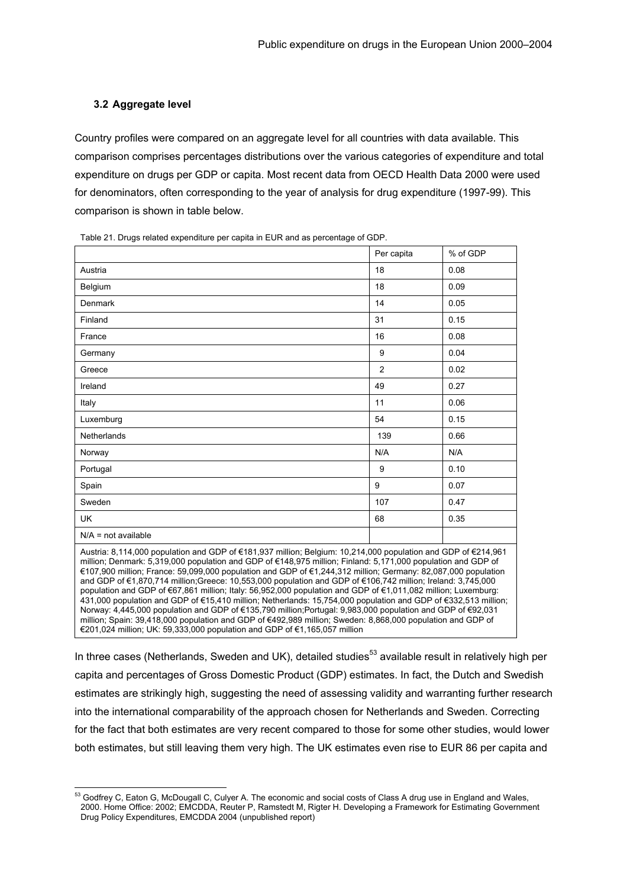### 3.2 Aggregate level

Country profiles were compared on an aggregate level for all countries with data available. This comparison comprises percentages distributions over the various categories of expenditure and total expenditure on drugs per GDP or capita. Most recent data from OECD Health Data 2000 were used for denominators, often corresponding to the year of analysis for drug expenditure (1997-99). This comparison is shown in table below.

Table 21. Drugs related expenditure per capita in EUR and as percentage of GDP.

| | Per capita | % of GDP |
|---|---|---|
| Austria | 18 | 0.08 |
| Belgium | 18 | 0.09 |
| Denmark | 14 | 0.05 |
| Finland | 31 | 0.15 |
| France | 16 | 0.08 |
| Germany | 9 | 0.04 |
| Greece | 2 | 0.02 |
| Ireland | 49 | 0.27 |
| Italy | 11 | 0.06 |
| Luxemburg | 54 | 0.15 |
| Netherlands | 139 | 0.66 |
| Norway | N/A | N/A |
| Portugal | 9 | 0.10 |
| Spain | 9 | 0.07 |
| Sweden | 107 | 0.47 |
| UK | 68 | 0.35 |
| N/A = not available | | |

Austria: 8,114,000 population and GDP of €181,937 million; Belgium: 10,214,000 population and GDP of €214,961 million; Denmark: 5,319,000 population and GDP of €148,975 million; Finland: 5,171,000 population and GDP of €107,900 million; France: 59,099,000 population and GDP of €1,244,312 million; Germany: 82,087,000 population and GDP of €1,870,714 million;Greece: 10,553,000 population and GDP of €106,742 million; Ireland: 3,745,000 population and GDP of €67,861 million; Italy: 56,952,000 population and GDP of €1,011,082 million; Luxemburg: 431,000 population and GDP of €15,410 million; Netherlands: 15,754,000 population and GDP of €332,513 million; Norway: 4,445,000 population and GDP of €135,790 million;Portugal: 9,983,000 population and GDP of €92,031 million; Spain: 39,418,000 population and GDP of €492,989 million; Sweden: 8,868,000 population and GDP of €201,024 million; UK: 59,333,000 population and GDP of €1,165,057 million

In three cases (Netherlands, Sweden and UK), detailed studies[53] available result in relatively high per capita and percentages of Gross Domestic Product (GDP) estimates. In fact, the Dutch and Swedish estimates are strikingly high, suggesting the need of assessing validity and warranting further research into the international comparability of the approach chosen for Netherlands and Sweden. Correcting for the fact that both estimates are very recent compared to those for some other studies, would lower both estimates, but still leaving them very high. The UK estimates even rise to EUR 86 per capita and

[53] Godfrey C, Eaton G, McDougall C, Culyer A. The economic and social costs of Class A drug use in England and Wales, 2000. Home Office: 2002; EMCDDA, Reuter P, Ramstedt M, Rigter H. Developing a Framework for Estimating Government Drug Policy Expenditures, EMCDDA 2004 (unpublished report)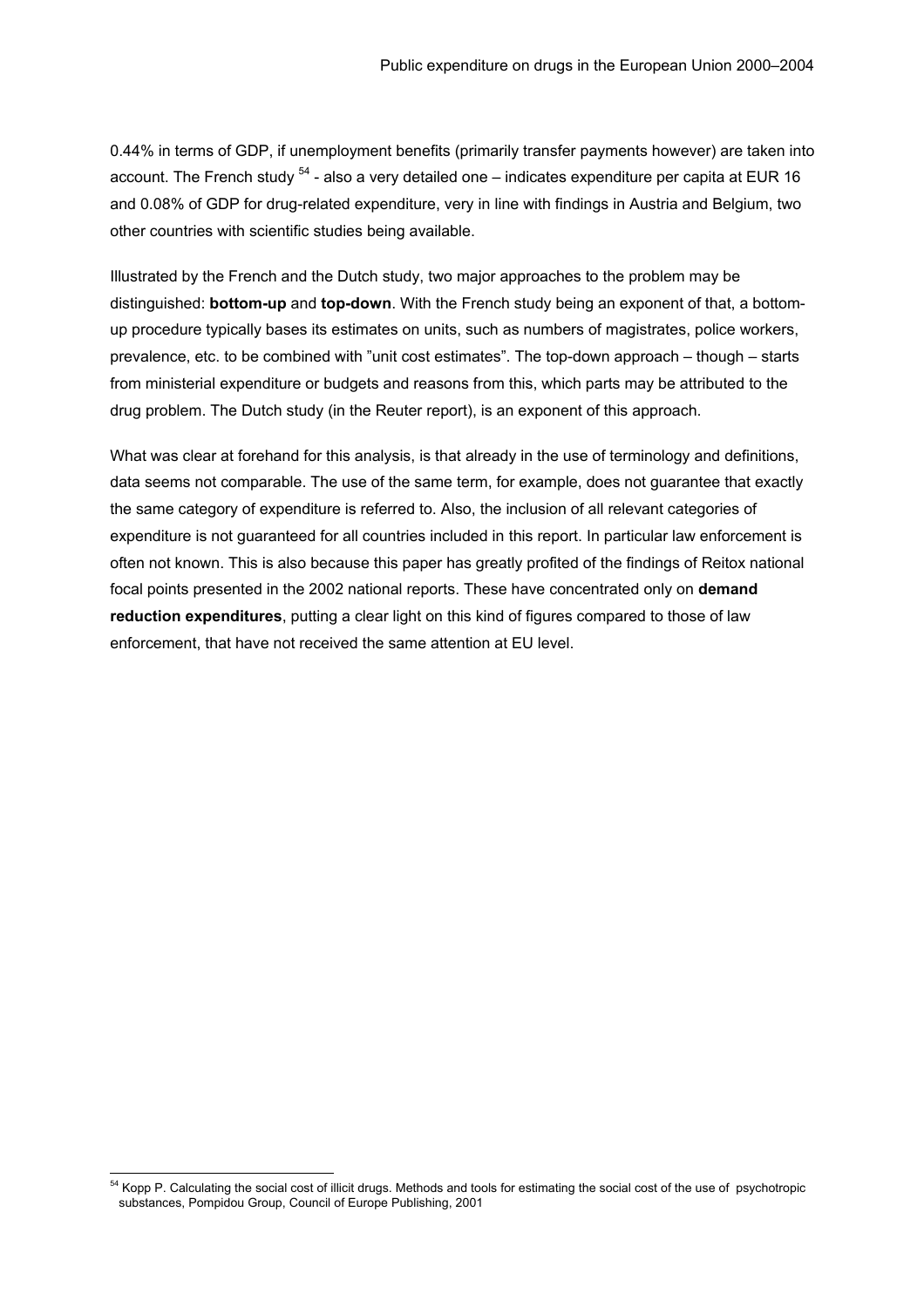0.44% in terms of GDP, if unemployment benefits (primarily transfer payments however) are taken into account. The French study [54] - also a very detailed one – indicates expenditure per capita at EUR 16 and 0.08% of GDP for drug-related expenditure, very in line with findings in Austria and Belgium, two other countries with scientific studies being available.

Illustrated by the French and the Dutch study, two major approaches to the problem may be distinguished: **bottom-up** and **top-down**. With the French study being an exponent of that, a bottom-up procedure typically bases its estimates on units, such as numbers of magistrates, police workers, prevalence, etc. to be combined with "unit cost estimates". The top-down approach – though – starts from ministerial expenditure or budgets and reasons from this, which parts may be attributed to the drug problem. The Dutch study (in the Reuter report), is an exponent of this approach.

What was clear at forehand for this analysis, is that already in the use of terminology and definitions, data seems not comparable. The use of the same term, for example, does not guarantee that exactly the same category of expenditure is referred to. Also, the inclusion of all relevant categories of expenditure is not guaranteed for all countries included in this report. In particular law enforcement is often not known. This is also because this paper has greatly profited of the findings of Reitox national focal points presented in the 2002 national reports. These have concentrated only on **demand reduction expenditures**, putting a clear light on this kind of figures compared to those of law enforcement, that have not received the same attention at EU level.

---

[54] Kopp P. Calculating the social cost of illicit drugs. Methods and tools for estimating the social cost of the use of psychotropic substances, Pompidou Group, Council of Europe Publishing, 2001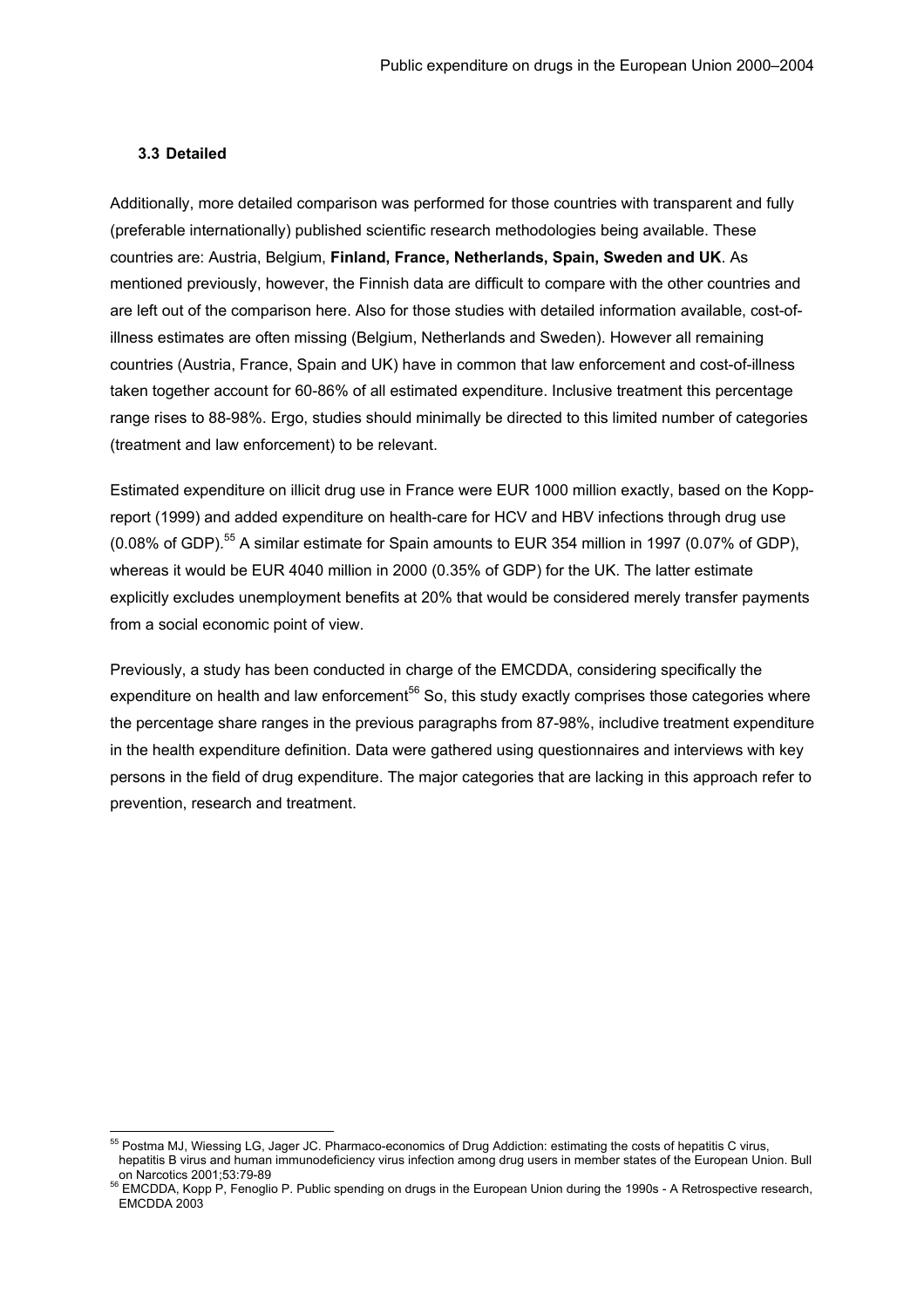### 3.3 Detailed

Additionally, more detailed comparison was performed for those countries with transparent and fully (preferable internationally) published scientific research methodologies being available. These countries are: Austria, Belgium, **Finland, France, Netherlands, Spain, Sweden and UK**. As mentioned previously, however, the Finnish data are difficult to compare with the other countries and are left out of the comparison here. Also for those studies with detailed information available, cost-of-illness estimates are often missing (Belgium, Netherlands and Sweden). However all remaining countries (Austria, France, Spain and UK) have in common that law enforcement and cost-of-illness taken together account for 60-86% of all estimated expenditure. Inclusive treatment this percentage range rises to 88-98%. Ergo, studies should minimally be directed to this limited number of categories (treatment and law enforcement) to be relevant.

Estimated expenditure on illicit drug use in France were EUR 1000 million exactly, based on the Kopp-report (1999) and added expenditure on health-care for HCV and HBV infections through drug use (0.08% of GDP).[55] A similar estimate for Spain amounts to EUR 354 million in 1997 (0.07% of GDP), whereas it would be EUR 4040 million in 2000 (0.35% of GDP) for the UK. The latter estimate explicitly excludes unemployment benefits at 20% that would be considered merely transfer payments from a social economic point of view.

Previously, a study has been conducted in charge of the EMCDDA, considering specifically the expenditure on health and law enforcement[56] So, this study exactly comprises those categories where the percentage share ranges in the previous paragraphs from 87-98%, includive treatment expenditure in the health expenditure definition. Data were gathered using questionnaires and interviews with key persons in the field of drug expenditure. The major categories that are lacking in this approach refer to prevention, research and treatment.

---

[55] Postma MJ, Wiessing LG, Jager JC. Pharmaco-economics of Drug Addiction: estimating the costs of hepatitis C virus, hepatitis B virus and human immunodeficiency virus infection among drug users in member states of the European Union. Bull on Narcotics 2001;53:79-89

[56] EMCDDA, Kopp P, Fenoglio P. Public spending on drugs in the European Union during the 1990s - A Retrospective research, EMCDDA 2003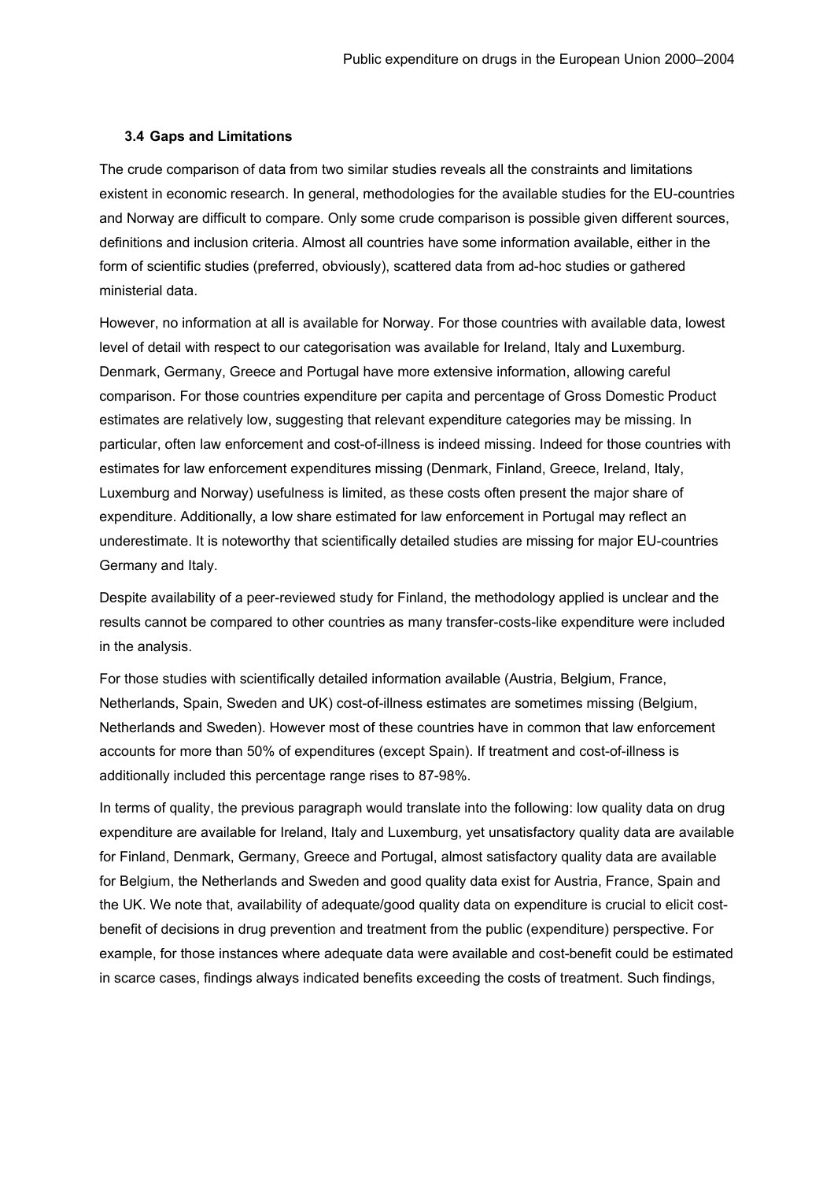### 3.4 Gaps and Limitations

The crude comparison of data from two similar studies reveals all the constraints and limitations existent in economic research. In general, methodologies for the available studies for the EU-countries and Norway are difficult to compare. Only some crude comparison is possible given different sources, definitions and inclusion criteria. Almost all countries have some information available, either in the form of scientific studies (preferred, obviously), scattered data from ad-hoc studies or gathered ministerial data.

However, no information at all is available for Norway. For those countries with available data, lowest level of detail with respect to our categorisation was available for Ireland, Italy and Luxemburg. Denmark, Germany, Greece and Portugal have more extensive information, allowing careful comparison. For those countries expenditure per capita and percentage of Gross Domestic Product estimates are relatively low, suggesting that relevant expenditure categories may be missing. In particular, often law enforcement and cost-of-illness is indeed missing. Indeed for those countries with estimates for law enforcement expenditures missing (Denmark, Finland, Greece, Ireland, Italy, Luxemburg and Norway) usefulness is limited, as these costs often present the major share of expenditure. Additionally, a low share estimated for law enforcement in Portugal may reflect an underestimate. It is noteworthy that scientifically detailed studies are missing for major EU-countries Germany and Italy.

Despite availability of a peer-reviewed study for Finland, the methodology applied is unclear and the results cannot be compared to other countries as many transfer-costs-like expenditure were included in the analysis.

For those studies with scientifically detailed information available (Austria, Belgium, France, Netherlands, Spain, Sweden and UK) cost-of-illness estimates are sometimes missing (Belgium, Netherlands and Sweden). However most of these countries have in common that law enforcement accounts for more than 50% of expenditures (except Spain). If treatment and cost-of-illness is additionally included this percentage range rises to 87-98%.

In terms of quality, the previous paragraph would translate into the following: low quality data on drug expenditure are available for Ireland, Italy and Luxemburg, yet unsatisfactory quality data are available for Finland, Denmark, Germany, Greece and Portugal, almost satisfactory quality data are available for Belgium, the Netherlands and Sweden and good quality data exist for Austria, France, Spain and the UK. We note that, availability of adequate/good quality data on expenditure is crucial to elicit cost-benefit of decisions in drug prevention and treatment from the public (expenditure) perspective. For example, for those instances where adequate data were available and cost-benefit could be estimated in scarce cases, findings always indicated benefits exceeding the costs of treatment. Such findings,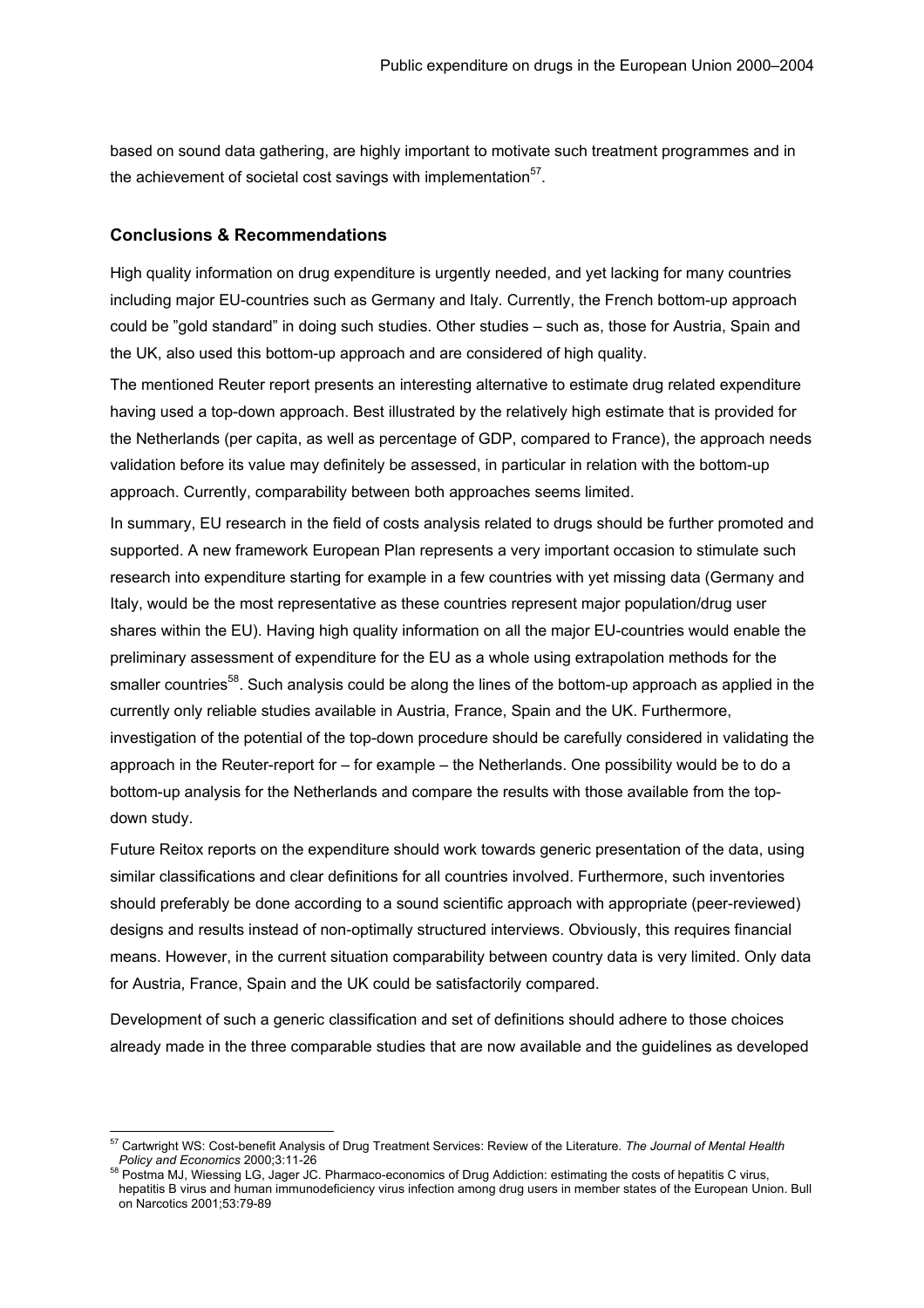based on sound data gathering, are highly important to motivate such treatment programmes and in the achievement of societal cost savings with implementation[57].

## Conclusions & Recommendations

High quality information on drug expenditure is urgently needed, and yet lacking for many countries including major EU-countries such as Germany and Italy. Currently, the French bottom-up approach could be "gold standard" in doing such studies. Other studies – such as, those for Austria, Spain and the UK, also used this bottom-up approach and are considered of high quality.

The mentioned Reuter report presents an interesting alternative to estimate drug related expenditure having used a top-down approach. Best illustrated by the relatively high estimate that is provided for the Netherlands (per capita, as well as percentage of GDP, compared to France), the approach needs validation before its value may definitely be assessed, in particular in relation with the bottom-up approach. Currently, comparability between both approaches seems limited.

In summary, EU research in the field of costs analysis related to drugs should be further promoted and supported. A new framework European Plan represents a very important occasion to stimulate such research into expenditure starting for example in a few countries with yet missing data (Germany and Italy, would be the most representative as these countries represent major population/drug user shares within the EU). Having high quality information on all the major EU-countries would enable the preliminary assessment of expenditure for the EU as a whole using extrapolation methods for the smaller countries[58]. Such analysis could be along the lines of the bottom-up approach as applied in the currently only reliable studies available in Austria, France, Spain and the UK. Furthermore, investigation of the potential of the top-down procedure should be carefully considered in validating the approach in the Reuter-report for – for example – the Netherlands. One possibility would be to do a bottom-up analysis for the Netherlands and compare the results with those available from the top-down study.

Future Reitox reports on the expenditure should work towards generic presentation of the data, using similar classifications and clear definitions for all countries involved. Furthermore, such inventories should preferably be done according to a sound scientific approach with appropriate (peer-reviewed) designs and results instead of non-optimally structured interviews. Obviously, this requires financial means. However, in the current situation comparability between country data is very limited. Only data for Austria, France, Spain and the UK could be satisfactorily compared.

Development of such a generic classification and set of definitions should adhere to those choices already made in the three comparable studies that are now available and the guidelines as developed

---

[57] Cartwright WS: Cost-benefit Analysis of Drug Treatment Services: Review of the Literature. *The Journal of Mental Health Policy and Economics* 2000;3:11-26

[58] Postma MJ, Wiessing LG, Jager JC. Pharmaco-economics of Drug Addiction: estimating the costs of hepatitis C virus, hepatitis B virus and human immunodeficiency virus infection among drug users in member states of the European Union. Bull on Narcotics 2001;53:79-89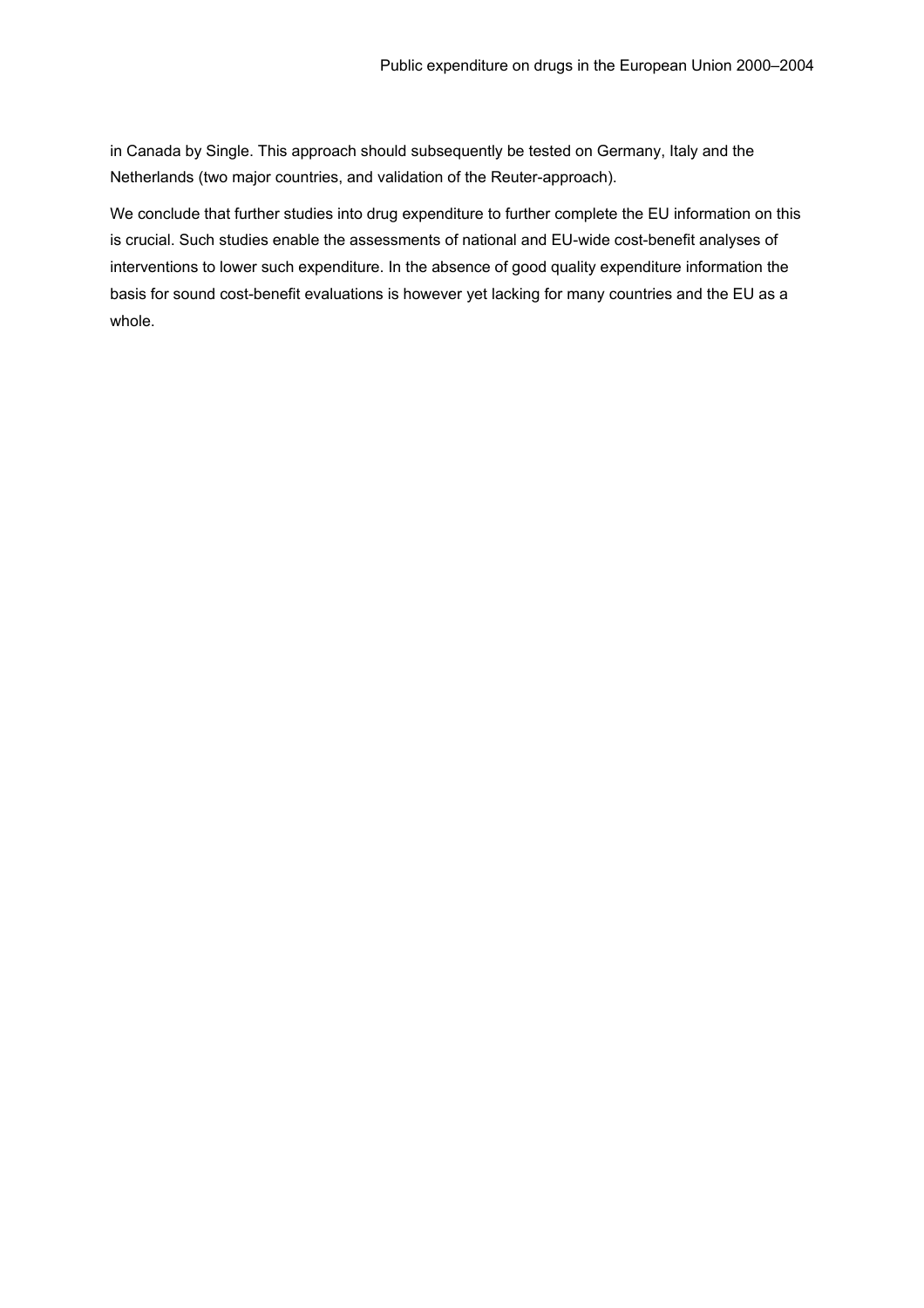in Canada by Single. This approach should subsequently be tested on Germany, Italy and the Netherlands (two major countries, and validation of the Reuter-approach).

We conclude that further studies into drug expenditure to further complete the EU information on this is crucial. Such studies enable the assessments of national and EU-wide cost-benefit analyses of interventions to lower such expenditure. In the absence of good quality expenditure information the basis for sound cost-benefit evaluations is however yet lacking for many countries and the EU as a whole.